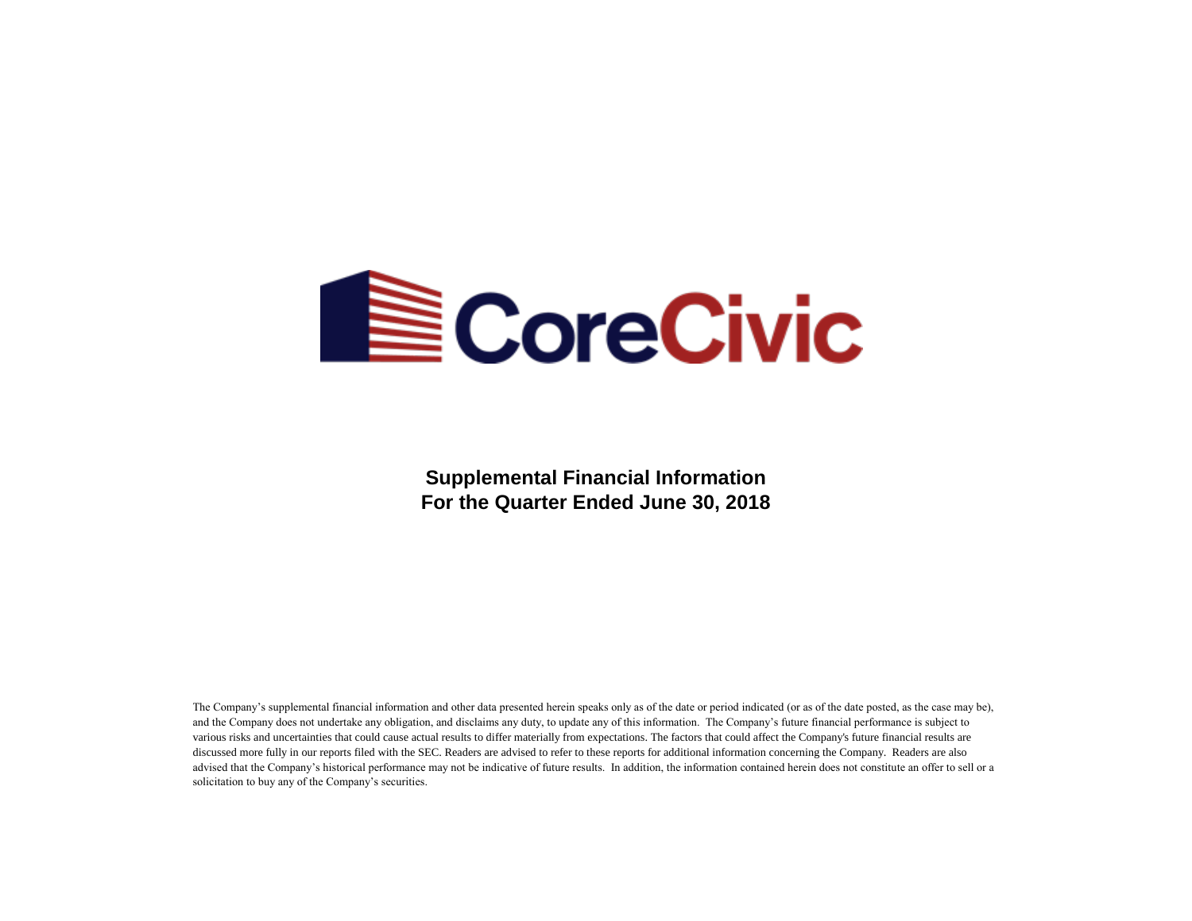# CoreCivic

**Supplemental Financial Information**
**For the Quarter Ended June 30, 2018**

The Company's supplemental financial information and other data presented herein speaks only as of the date or period indicated (or as of the date posted, as the case may be), and the Company does not undertake any obligation, and disclaims any duty, to update any of this information. The Company's future financial performance is subject to various risks and uncertainties that could cause actual results to differ materially from expectations. The factors that could affect the Company's future financial results are discussed more fully in our reports filed with the SEC. Readers are advised to refer to these reports for additional information concerning the Company. Readers are also advised that the Company's historical performance may not be indicative of future results. In addition, the information contained herein does not constitute an offer to sell or a solicitation to buy any of the Company's securities.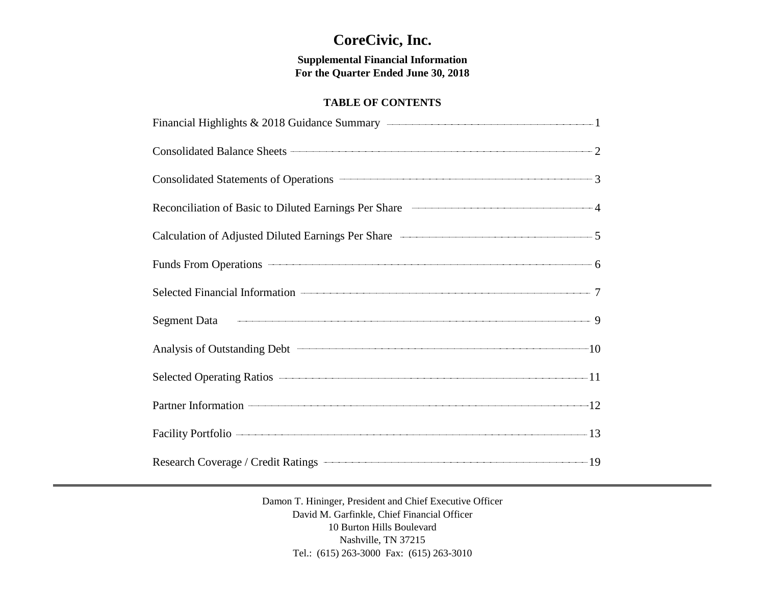# CoreCivic, Inc.

**Supplemental Financial Information**
**For the Quarter Ended June 30, 2018**

**TABLE OF CONTENTS**

| Section | Page |
|---|---|
| Financial Highlights & 2018 Guidance Summary | 1 |
| Consolidated Balance Sheets | 2 |
| Consolidated Statements of Operations | 3 |
| Reconciliation of Basic to Diluted Earnings Per Share | 4 |
| Calculation of Adjusted Diluted Earnings Per Share | 5 |
| Funds From Operations | 6 |
| Selected Financial Information | 7 |
| Segment Data | 9 |
| Analysis of Outstanding Debt | 10 |
| Selected Operating Ratios | 11 |
| Partner Information | 12 |
| Facility Portfolio | 13 |
| Research Coverage / Credit Ratings | 19 |

---

Damon T. Hininger, President and Chief Executive Officer
David M. Garfinkle, Chief Financial Officer
10 Burton Hills Boulevard
Nashville, TN 37215
Tel.: (615) 263-3000 Fax: (615) 263-3010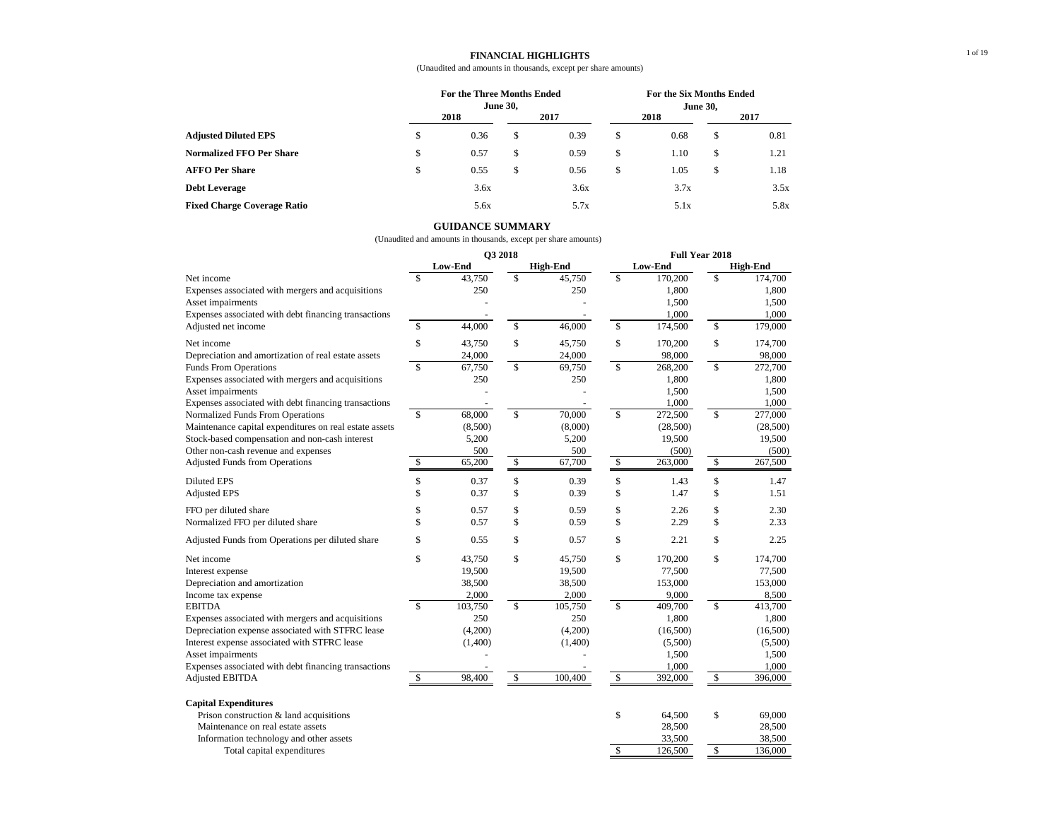# FINANCIAL HIGHLIGHTS

(Unaudited and amounts in thousands, except per share amounts)

| | For the Three Months Ended June 30, | | For the Six Months Ended June 30, | |
|---|---|---|---|---|
| | 2018 | 2017 | 2018 | 2017 |
| **Adjusted Diluted EPS** | $ 0.36 | $ 0.39 | $ 0.68 | $ 0.81 |
| **Normalized FFO Per Share** | $ 0.57 | $ 0.59 | $ 1.10 | $ 1.21 |
| **AFFO Per Share** | $ 0.55 | $ 0.56 | $ 1.05 | $ 1.18 |
| **Debt Leverage** | 3.6x | 3.6x | 3.7x | 3.5x |
| **Fixed Charge Coverage Ratio** | 5.6x | 5.7x | 5.1x | 5.8x |

# GUIDANCE SUMMARY

(Unaudited and amounts in thousands, except per share amounts)

| | Q3 2018 | | Full Year 2018 | |
|---|---|---|---|---|
| | Low-End | High-End | Low-End | High-End |
| Net income | $ 43,750 | $ 45,750 | $ 170,200 | $ 174,700 |
| Expenses associated with mergers and acquisitions | 250 | 250 | 1,800 | 1,800 |
| Asset impairments | - | - | 1,500 | 1,500 |
| Expenses associated with debt financing transactions | - | - | 1,000 | 1,000 |
| Adjusted net income | $ 44,000 | $ 46,000 | $ 174,500 | $ 179,000 |
| | | | | |
| Net income | $ 43,750 | $ 45,750 | $ 170,200 | $ 174,700 |
| Depreciation and amortization of real estate assets | 24,000 | 24,000 | 98,000 | 98,000 |
| Funds From Operations | $ 67,750 | $ 69,750 | $ 268,200 | $ 272,700 |
| Expenses associated with mergers and acquisitions | 250 | 250 | 1,800 | 1,800 |
| Asset impairments | - | - | 1,500 | 1,500 |
| Expenses associated with debt financing transactions | - | - | 1,000 | 1,000 |
| Normalized Funds From Operations | $ 68,000 | $ 70,000 | $ 272,500 | $ 277,000 |
| Maintenance capital expenditures on real estate assets | (8,500) | (8,000) | (28,500) | (28,500) |
| Stock-based compensation and non-cash interest | 5,200 | 5,200 | 19,500 | 19,500 |
| Other non-cash revenue and expenses | 500 | 500 | (500) | (500) |
| Adjusted Funds from Operations | $ 65,200 | $ 67,700 | $ 263,000 | $ 267,500 |
| | | | | |
| Diluted EPS | $ 0.37 | $ 0.39 | $ 1.43 | $ 1.47 |
| Adjusted EPS | $ 0.37 | $ 0.39 | $ 1.47 | $ 1.51 |
| | | | | |
| FFO per diluted share | $ 0.57 | $ 0.59 | $ 2.26 | $ 2.30 |
| Normalized FFO per diluted share | $ 0.57 | $ 0.59 | $ 2.29 | $ 2.33 |
| | | | | |
| Adjusted Funds from Operations per diluted share | $ 0.55 | $ 0.57 | $ 2.21 | $ 2.25 |
| | | | | |
| Net income | $ 43,750 | $ 45,750 | $ 170,200 | $ 174,700 |
| Interest expense | 19,500 | 19,500 | 77,500 | 77,500 |
| Depreciation and amortization | 38,500 | 38,500 | 153,000 | 153,000 |
| Income tax expense | 2,000 | 2,000 | 9,000 | 8,500 |
| EBITDA | $ 103,750 | $ 105,750 | $ 409,700 | $ 413,700 |
| Expenses associated with mergers and acquisitions | 250 | 250 | 1,800 | 1,800 |
| Depreciation expense associated with STFRC lease | (4,200) | (4,200) | (16,500) | (16,500) |
| Interest expense associated with STFRC lease | (1,400) | (1,400) | (5,500) | (5,500) |
| Asset impairments | - | - | 1,500 | 1,500 |
| Expenses associated with debt financing transactions | - | - | 1,000 | 1,000 |
| Adjusted EBITDA | $ 98,400 | $ 100,400 | $ 392,000 | $ 396,000 |
| | | | | |
| **Capital Expenditures** | | | | |
| Prison construction & land acquisitions | | | $ 64,500 | $ 69,000 |
| Maintenance on real estate assets | | | 28,500 | 28,500 |
| Information technology and other assets | | | 33,500 | 38,500 |
| Total capital expenditures | | | $ 126,500 | $ 136,000 |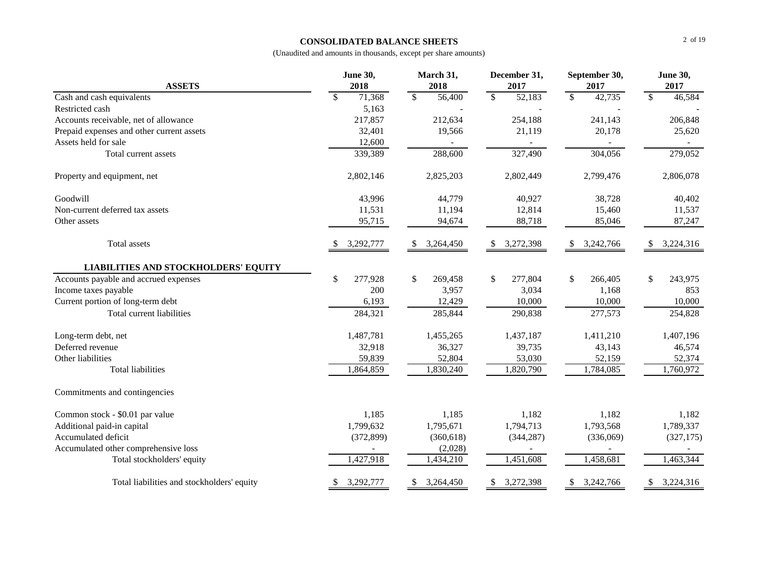# CONSOLIDATED BALANCE SHEETS

(Unaudited and amounts in thousands, except per share amounts)

| ASSETS | June 30, 2018 | March 31, 2018 | December 31, 2017 | September 30, 2017 | June 30, 2017 |
|---|---|---|---|---|---|
| Cash and cash equivalents | $ 71,368 | $ 56,400 | $ 52,183 | $ 42,735 | $ 46,584 |
| Restricted cash | 5,163 | - | - | - | - |
| Accounts receivable, net of allowance | 217,857 | 212,634 | 254,188 | 241,143 | 206,848 |
| Prepaid expenses and other current assets | 32,401 | 19,566 | 21,119 | 20,178 | 25,620 |
| Assets held for sale | 12,600 | - | - | - | - |
| Total current assets | 339,389 | 288,600 | 327,490 | 304,056 | 279,052 |
| Property and equipment, net | 2,802,146 | 2,825,203 | 2,802,449 | 2,799,476 | 2,806,078 |
| Goodwill | 43,996 | 44,779 | 40,927 | 38,728 | 40,402 |
| Non-current deferred tax assets | 11,531 | 11,194 | 12,814 | 15,460 | 11,537 |
| Other assets | 95,715 | 94,674 | 88,718 | 85,046 | 87,247 |
| Total assets | $ 3,292,777 | $ 3,264,450 | $ 3,272,398 | $ 3,242,766 | $ 3,224,316 |
| **LIABILITIES AND STOCKHOLDERS' EQUITY** | | | | | |
| Accounts payable and accrued expenses | $ 277,928 | $ 269,458 | $ 277,804 | $ 266,405 | $ 243,975 |
| Income taxes payable | 200 | 3,957 | 3,034 | 1,168 | 853 |
| Current portion of long-term debt | 6,193 | 12,429 | 10,000 | 10,000 | 10,000 |
| Total current liabilities | 284,321 | 285,844 | 290,838 | 277,573 | 254,828 |
| Long-term debt, net | 1,487,781 | 1,455,265 | 1,437,187 | 1,411,210 | 1,407,196 |
| Deferred revenue | 32,918 | 36,327 | 39,735 | 43,143 | 46,574 |
| Other liabilities | 59,839 | 52,804 | 53,030 | 52,159 | 52,374 |
| Total liabilities | 1,864,859 | 1,830,240 | 1,820,790 | 1,784,085 | 1,760,972 |
| Commitments and contingencies | | | | | |
| Common stock - $0.01 par value | 1,185 | 1,185 | 1,182 | 1,182 | 1,182 |
| Additional paid-in capital | 1,799,632 | 1,795,671 | 1,794,713 | 1,793,568 | 1,789,337 |
| Accumulated deficit | (372,899) | (360,618) | (344,287) | (336,069) | (327,175) |
| Accumulated other comprehensive loss | - | (2,028) | - | - | - |
| Total stockholders' equity | 1,427,918 | 1,434,210 | 1,451,608 | 1,458,681 | 1,463,344 |
| Total liabilities and stockholders' equity | $ 3,292,777 | $ 3,264,450 | $ 3,272,398 | $ 3,242,766 | $ 3,224,316 |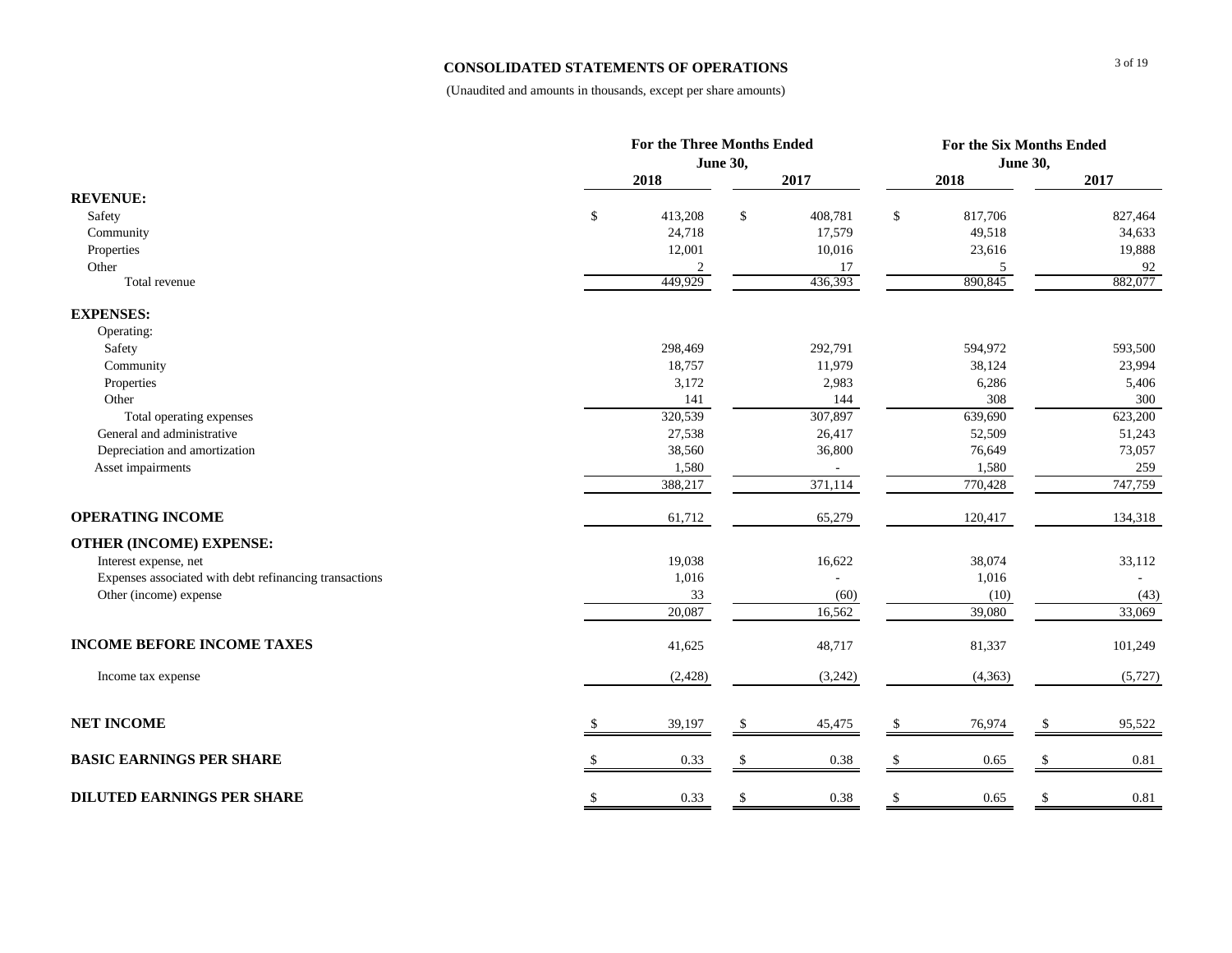## CONSOLIDATED STATEMENTS OF OPERATIONS

(Unaudited and amounts in thousands, except per share amounts)

| | For the Three Months Ended June 30, | | For the Six Months Ended June 30, | |
|---|---|---|---|---|
| | 2018 | 2017 | 2018 | 2017 |
| **REVENUE:** | | | | |
| Safety | $ 413,208 | $ 408,781 | $ 817,706 | 827,464 |
| Community | 24,718 | 17,579 | 49,518 | 34,633 |
| Properties | 12,001 | 10,016 | 23,616 | 19,888 |
| Other | 2 | 17 | 5 | 92 |
| Total revenue | 449,929 | 436,393 | 890,845 | 882,077 |
| **EXPENSES:** | | | | |
| Operating: | | | | |
| Safety | 298,469 | 292,791 | 594,972 | 593,500 |
| Community | 18,757 | 11,979 | 38,124 | 23,994 |
| Properties | 3,172 | 2,983 | 6,286 | 5,406 |
| Other | 141 | 144 | 308 | 300 |
| Total operating expenses | 320,539 | 307,897 | 639,690 | 623,200 |
| General and administrative | 27,538 | 26,417 | 52,509 | 51,243 |
| Depreciation and amortization | 38,560 | 36,800 | 76,649 | 73,057 |
| Asset impairments | 1,580 | - | 1,580 | 259 |
| | 388,217 | 371,114 | 770,428 | 747,759 |
| **OPERATING INCOME** | 61,712 | 65,279 | 120,417 | 134,318 |
| **OTHER (INCOME) EXPENSE:** | | | | |
| Interest expense, net | 19,038 | 16,622 | 38,074 | 33,112 |
| Expenses associated with debt refinancing transactions | 1,016 | - | 1,016 | - |
| Other (income) expense | 33 | (60) | (10) | (43) |
| | 20,087 | 16,562 | 39,080 | 33,069 |
| **INCOME BEFORE INCOME TAXES** | 41,625 | 48,717 | 81,337 | 101,249 |
| Income tax expense | (2,428) | (3,242) | (4,363) | (5,727) |
| **NET INCOME** | $ 39,197 | $ 45,475 | $ 76,974 | $ 95,522 |
| **BASIC EARNINGS PER SHARE** | $ 0.33 | $ 0.38 | $ 0.65 | $ 0.81 |
| **DILUTED EARNINGS PER SHARE** | $ 0.33 | $ 0.38 | $ 0.65 | $ 0.81 |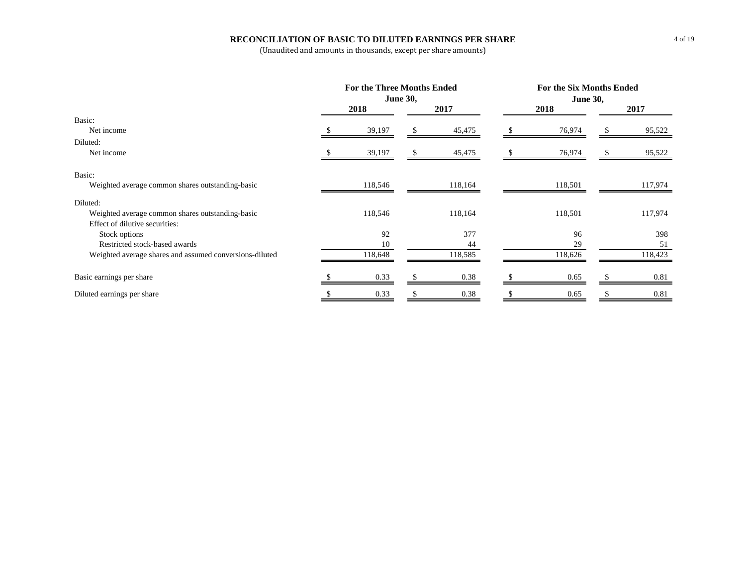# RECONCILIATION OF BASIC TO DILUTED EARNINGS PER SHARE

(Unaudited and amounts in thousands, except per share amounts)

| | For the Three Months Ended June 30, | | For the Six Months Ended June 30, | |
|---|---|---|---|---|
| | 2018 | 2017 | 2018 | 2017 |
| Basic: | | | | |
| Net income | $ 39,197 | $ 45,475 | $ 76,974 | $ 95,522 |
| Diluted: | | | | |
| Net income | $ 39,197 | $ 45,475 | $ 76,974 | $ 95,522 |
| Basic: | | | | |
| Weighted average common shares outstanding-basic | 118,546 | 118,164 | 118,501 | 117,974 |
| Diluted: | | | | |
| Weighted average common shares outstanding-basic | 118,546 | 118,164 | 118,501 | 117,974 |
| Effect of dilutive securities: | | | | |
| Stock options | 92 | 377 | 96 | 398 |
| Restricted stock-based awards | 10 | 44 | 29 | 51 |
| Weighted average shares and assumed conversions-diluted | 118,648 | 118,585 | 118,626 | 118,423 |
| Basic earnings per share | $ 0.33 | $ 0.38 | $ 0.65 | $ 0.81 |
| Diluted earnings per share | $ 0.33 | $ 0.38 | $ 0.65 | $ 0.81 |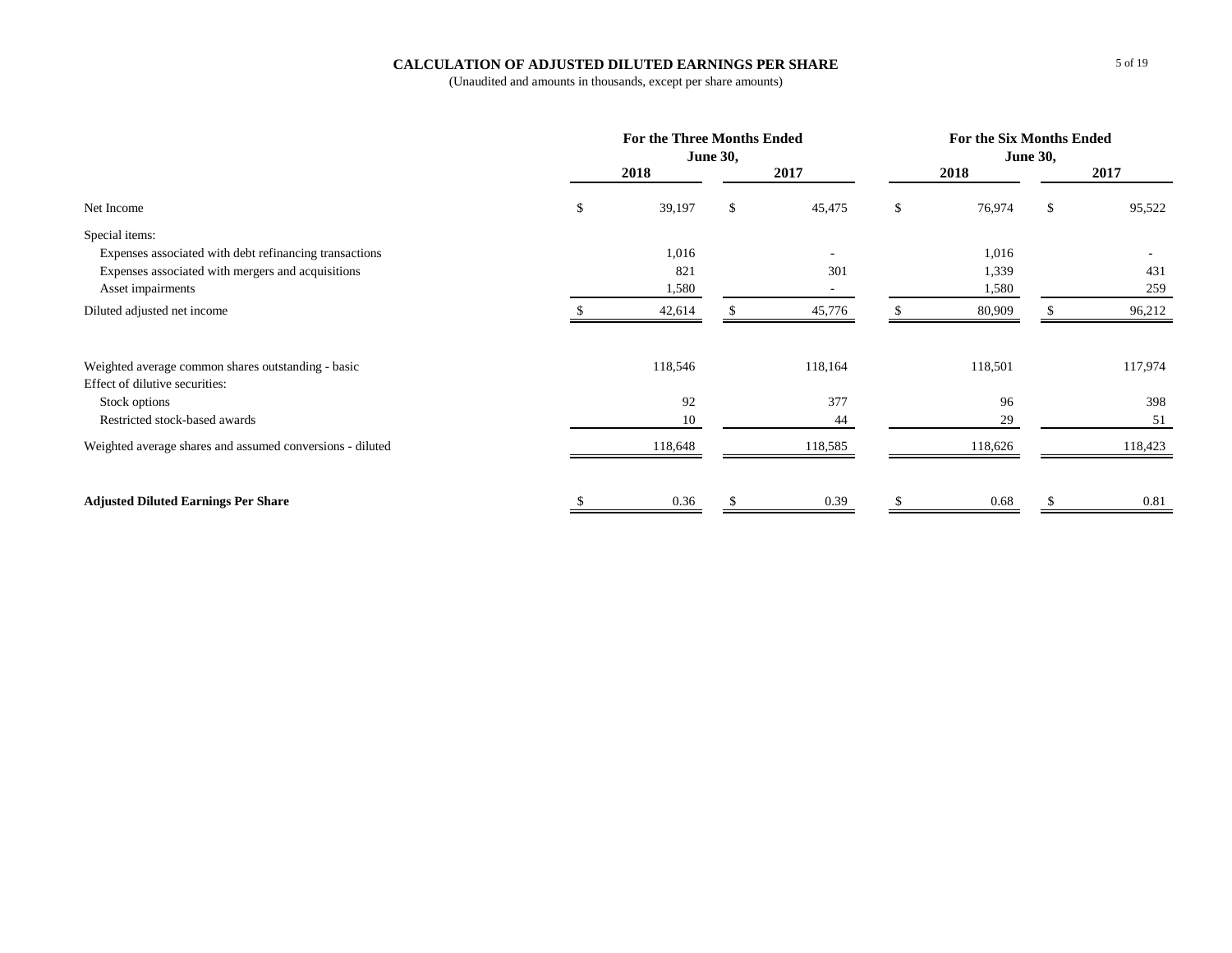# CALCULATION OF ADJUSTED DILUTED EARNINGS PER SHARE

(Unaudited and amounts in thousands, except per share amounts)

| | For the Three Months Ended June 30, | | For the Six Months Ended June 30, | |
|---|---|---|---|---|
| | 2018 | 2017 | 2018 | 2017 |
| Net Income | $ 39,197 | $ 45,475 | $ 76,974 | $ 95,522 |
| Special items: | | | | |
| Expenses associated with debt refinancing transactions | 1,016 | - | 1,016 | - |
| Expenses associated with mergers and acquisitions | 821 | 301 | 1,339 | 431 |
| Asset impairments | 1,580 | - | 1,580 | 259 |
| Diluted adjusted net income | $ 42,614 | $ 45,776 | $ 80,909 | $ 96,212 |
| | | | | |
| Weighted average common shares outstanding - basic | 118,546 | 118,164 | 118,501 | 117,974 |
| Effect of dilutive securities: | | | | |
| Stock options | 92 | 377 | 96 | 398 |
| Restricted stock-based awards | 10 | 44 | 29 | 51 |
| Weighted average shares and assumed conversions - diluted | 118,648 | 118,585 | 118,626 | 118,423 |
| | | | | |
| **Adjusted Diluted Earnings Per Share** | $ 0.36 | $ 0.39 | $ 0.68 | $ 0.81 |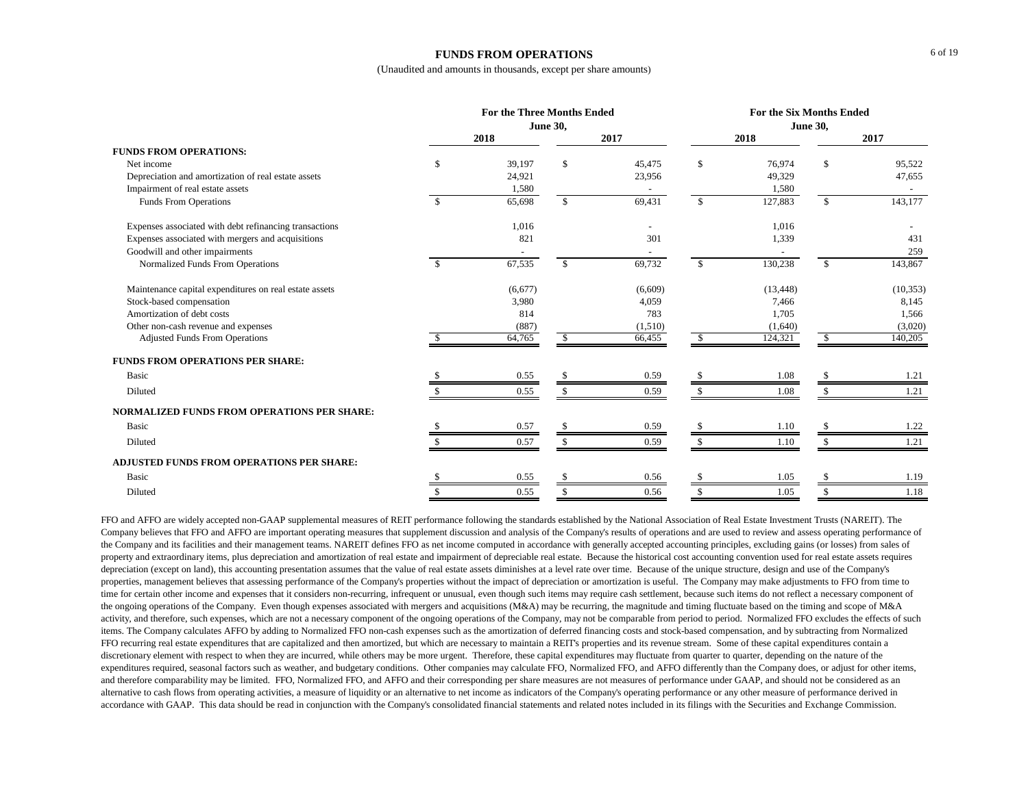# FUNDS FROM OPERATIONS

(Unaudited and amounts in thousands, except per share amounts)

| | For the Three Months Ended June 30, | | For the Six Months Ended June 30, | |
|---|---|---|---|---|
| | 2018 | 2017 | 2018 | 2017 |
| **FUNDS FROM OPERATIONS:** | | | | |
| Net income | $ 39,197 | $ 45,475 | $ 76,974 | $ 95,522 |
| Depreciation and amortization of real estate assets | 24,921 | 23,956 | 49,329 | 47,655 |
| Impairment of real estate assets | 1,580 | - | 1,580 | - |
| Funds From Operations | $ 65,698 | $ 69,431 | $ 127,883 | $ 143,177 |
| | | | | |
| Expenses associated with debt refinancing transactions | 1,016 | - | 1,016 | - |
| Expenses associated with mergers and acquisitions | 821 | 301 | 1,339 | 431 |
| Goodwill and other impairments | - | - | - | 259 |
| Normalized Funds From Operations | $ 67,535 | $ 69,732 | $ 130,238 | $ 143,867 |
| | | | | |
| Maintenance capital expenditures on real estate assets | (6,677) | (6,609) | (13,448) | (10,353) |
| Stock-based compensation | 3,980 | 4,059 | 7,466 | 8,145 |
| Amortization of debt costs | 814 | 783 | 1,705 | 1,566 |
| Other non-cash revenue and expenses | (887) | (1,510) | (1,640) | (3,020) |
| Adjusted Funds From Operations | $ 64,765 | $ 66,455 | $ 124,321 | $ 140,205 |
| | | | | |
| **FUNDS FROM OPERATIONS PER SHARE:** | | | | |
| Basic | $ 0.55 | $ 0.59 | $ 1.08 | $ 1.21 |
| Diluted | $ 0.55 | $ 0.59 | $ 1.08 | $ 1.21 |
| | | | | |
| **NORMALIZED FUNDS FROM OPERATIONS PER SHARE:** | | | | |
| Basic | $ 0.57 | $ 0.59 | $ 1.10 | $ 1.22 |
| Diluted | $ 0.57 | $ 0.59 | $ 1.10 | $ 1.21 |
| | | | | |
| **ADJUSTED FUNDS FROM OPERATIONS PER SHARE:** | | | | |
| Basic | $ 0.55 | $ 0.56 | $ 1.05 | $ 1.19 |
| Diluted | $ 0.55 | $ 0.56 | $ 1.05 | $ 1.18 |

FFO and AFFO are widely accepted non-GAAP supplemental measures of REIT performance following the standards established by the National Association of Real Estate Investment Trusts (NAREIT). The Company believes that FFO and AFFO are important operating measures that supplement discussion and analysis of the Company's results of operations and are used to review and assess operating performance of the Company and its facilities and their management teams. NAREIT defines FFO as net income computed in accordance with generally accepted accounting principles, excluding gains (or losses) from sales of property and extraordinary items, plus depreciation and amortization of real estate and impairment of depreciable real estate. Because the historical cost accounting convention used for real estate assets requires depreciation (except on land), this accounting presentation assumes that the value of real estate assets diminishes at a level rate over time. Because of the unique structure, design and use of the Company's properties, management believes that assessing performance of the Company's properties without the impact of depreciation or amortization is useful. The Company may make adjustments to FFO from time to time for certain other income and expenses that it considers non-recurring, infrequent or unusual, even though such items may require cash settlement, because such items do not reflect a necessary component of the ongoing operations of the Company. Even though expenses associated with mergers and acquisitions (M&A) may be recurring, the magnitude and timing fluctuate based on the timing and scope of M&A activity, and therefore, such expenses, which are not a necessary component of the ongoing operations of the Company, may not be comparable from period to period. Normalized FFO excludes the effects of such items. The Company calculates AFFO by adding to Normalized FFO non-cash expenses such as the amortization of deferred financing costs and stock-based compensation, and by subtracting from Normalized FFO recurring real estate expenditures that are capitalized and then amortized, but which are necessary to maintain a REIT's properties and its revenue stream. Some of these capital expenditures contain a discretionary element with respect to when they are incurred, while others may be more urgent. Therefore, these capital expenditures may fluctuate from quarter to quarter, depending on the nature of the expenditures required, seasonal factors such as weather, and budgetary conditions. Other companies may calculate FFO, Normalized FFO, and AFFO differently than the Company does, or adjust for other items, and therefore comparability may be limited. FFO, Normalized FFO, and AFFO and their corresponding per share measures are not measures of performance under GAAP, and should not be considered as an alternative to cash flows from operating activities, a measure of liquidity or an alternative to net income as indicators of the Company's operating performance or any other measure of performance derived in accordance with GAAP. This data should be read in conjunction with the Company's consolidated financial statements and related notes included in its filings with the Securities and Exchange Commission.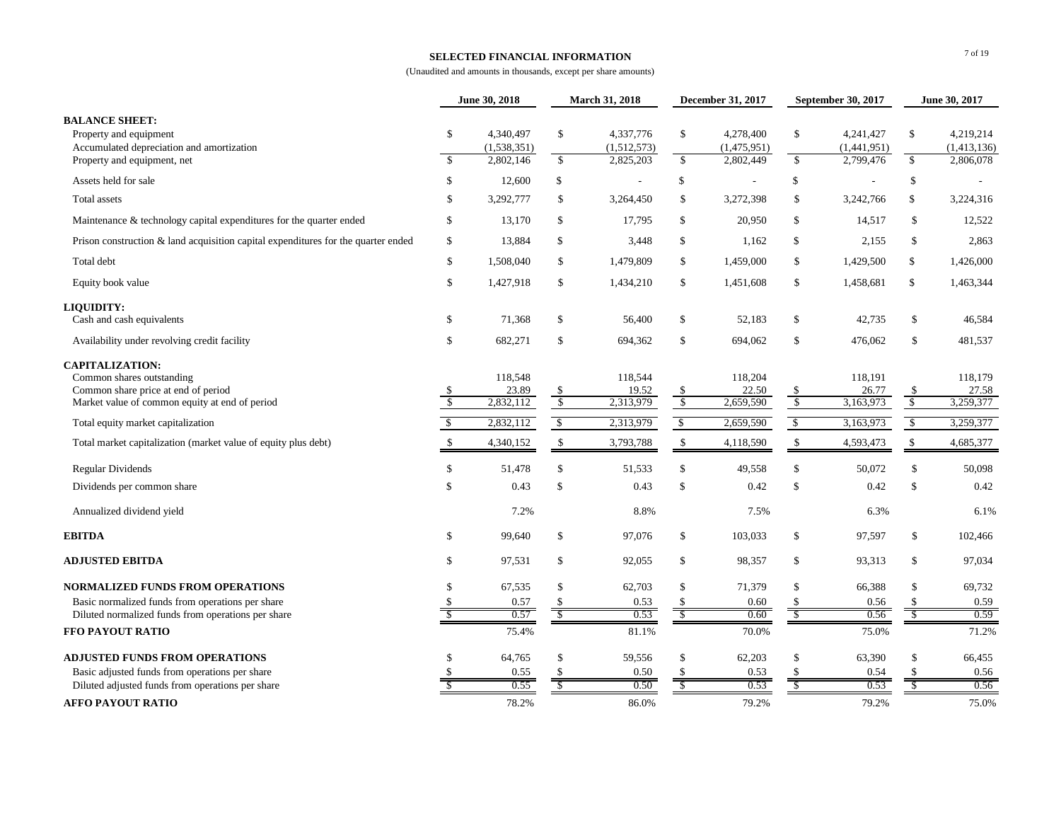## SELECTED FINANCIAL INFORMATION

(Unaudited and amounts in thousands, except per share amounts)

| | June 30, 2018 | March 31, 2018 | December 31, 2017 | September 30, 2017 | June 30, 2017 |
|---|---|---|---|---|---|
| **BALANCE SHEET:** | | | | | |
| Property and equipment | $ 4,340,497 | $ 4,337,776 | $ 4,278,400 | $ 4,241,427 | $ 4,219,214 |
| Accumulated depreciation and amortization | (1,538,351) | (1,512,573) | (1,475,951) | (1,441,951) | (1,413,136) |
| Property and equipment, net | $ 2,802,146 | $ 2,825,203 | $ 2,802,449 | $ 2,799,476 | $ 2,806,078 |
| Assets held for sale | $ 12,600 | $ - | $ - | $ - | $ - |
| Total assets | $ 3,292,777 | $ 3,264,450 | $ 3,272,398 | $ 3,242,766 | $ 3,224,316 |
| Maintenance & technology capital expenditures for the quarter ended | $ 13,170 | $ 17,795 | $ 20,950 | $ 14,517 | $ 12,522 |
| Prison construction & land acquisition capital expenditures for the quarter ended | $ 13,884 | $ 3,448 | $ 1,162 | $ 2,155 | $ 2,863 |
| Total debt | $ 1,508,040 | $ 1,479,809 | $ 1,459,000 | $ 1,429,500 | $ 1,426,000 |
| Equity book value | $ 1,427,918 | $ 1,434,210 | $ 1,451,608 | $ 1,458,681 | $ 1,463,344 |
| **LIQUIDITY:** | | | | | |
| Cash and cash equivalents | $ 71,368 | $ 56,400 | $ 52,183 | $ 42,735 | $ 46,584 |
| Availability under revolving credit facility | $ 682,271 | $ 694,362 | $ 694,062 | $ 476,062 | $ 481,537 |
| **CAPITALIZATION:** | | | | | |
| Common shares outstanding | 118,548 | 118,544 | 118,204 | 118,191 | 118,179 |
| Common share price at end of period | $ 23.89 | $ 19.52 | $ 22.50 | $ 26.77 | $ 27.58 |
| Market value of common equity at end of period | $ 2,832,112 | $ 2,313,979 | $ 2,659,590 | $ 3,163,973 | $ 3,259,377 |
| Total equity market capitalization | $ 2,832,112 | $ 2,313,979 | $ 2,659,590 | $ 3,163,973 | $ 3,259,377 |
| Total market capitalization (market value of equity plus debt) | $ 4,340,152 | $ 3,793,788 | $ 4,118,590 | $ 4,593,473 | $ 4,685,377 |
| Regular Dividends | $ 51,478 | $ 51,533 | $ 49,558 | $ 50,072 | $ 50,098 |
| Dividends per common share | $ 0.43 | $ 0.43 | $ 0.42 | $ 0.42 | $ 0.42 |
| Annualized dividend yield | 7.2% | 8.8% | 7.5% | 6.3% | 6.1% |
| **EBITDA** | $ 99,640 | $ 97,076 | $ 103,033 | $ 97,597 | $ 102,466 |
| **ADJUSTED EBITDA** | $ 97,531 | $ 92,055 | $ 98,357 | $ 93,313 | $ 97,034 |
| **NORMALIZED FUNDS FROM OPERATIONS** | $ 67,535 | $ 62,703 | $ 71,379 | $ 66,388 | $ 69,732 |
| Basic normalized funds from operations per share | $ 0.57 | $ 0.53 | $ 0.60 | $ 0.56 | $ 0.59 |
| Diluted normalized funds from operations per share | $ 0.57 | $ 0.53 | $ 0.60 | $ 0.56 | $ 0.59 |
| **FFO PAYOUT RATIO** | 75.4% | 81.1% | 70.0% | 75.0% | 71.2% |
| **ADJUSTED FUNDS FROM OPERATIONS** | $ 64,765 | $ 59,556 | $ 62,203 | $ 63,390 | $ 66,455 |
| Basic adjusted funds from operations per share | $ 0.55 | $ 0.50 | $ 0.53 | $ 0.54 | $ 0.56 |
| Diluted adjusted funds from operations per share | $ 0.55 | $ 0.50 | $ 0.53 | $ 0.53 | $ 0.56 |
| **AFFO PAYOUT RATIO** | 78.2% | 86.0% | 79.2% | 79.2% | 75.0% |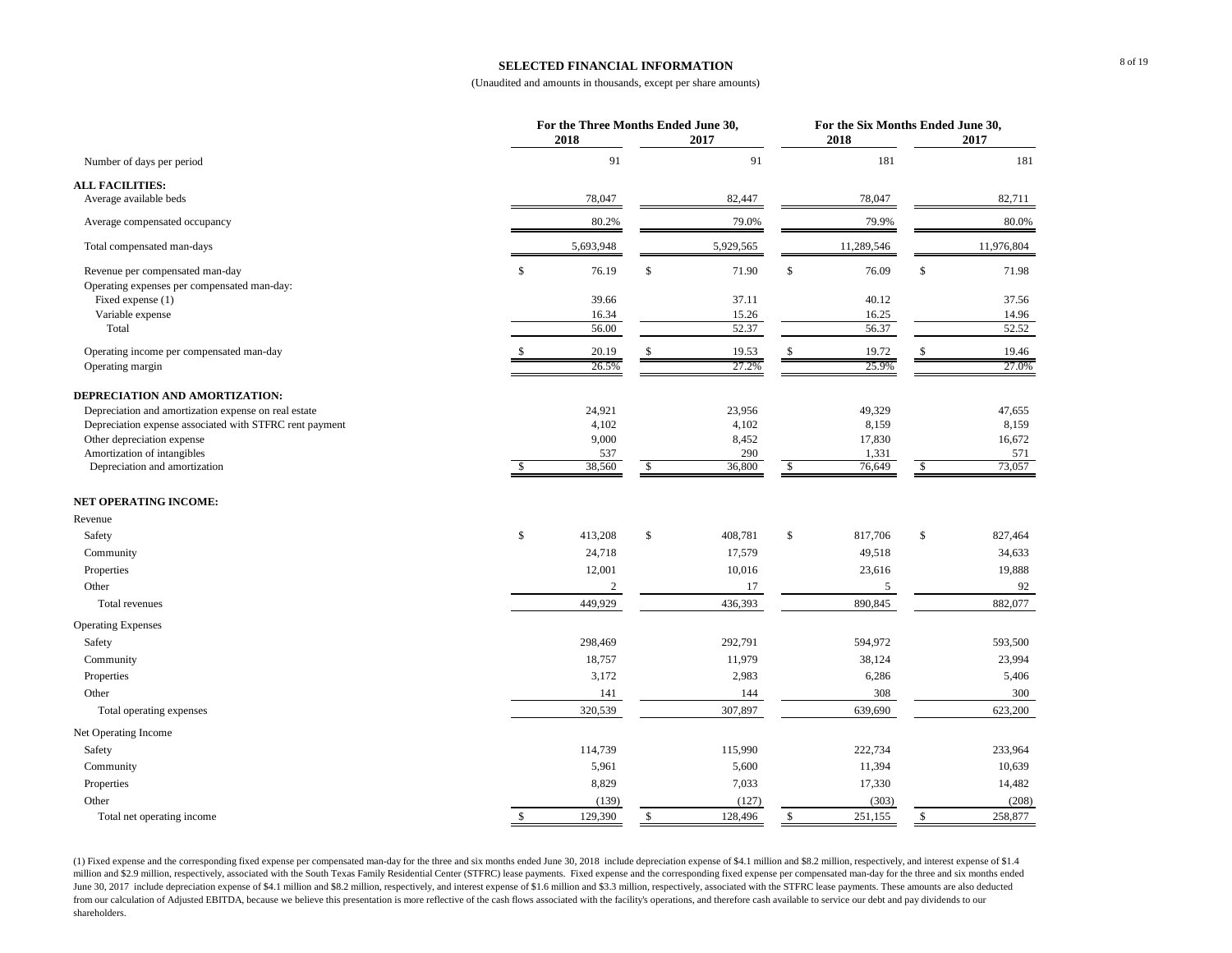## SELECTED FINANCIAL INFORMATION

(Unaudited and amounts in thousands, except per share amounts)

| | For the Three Months Ended June 30, | | For the Six Months Ended June 30, | |
|---|---|---|---|---|
| | 2018 | 2017 | 2018 | 2017 |
| Number of days per period | 91 | 91 | 181 | 181 |
| **ALL FACILITIES:** | | | | |
| Average available beds | 78,047 | 82,447 | 78,047 | 82,711 |
| Average compensated occupancy | 80.2% | 79.0% | 79.9% | 80.0% |
| Total compensated man-days | 5,693,948 | 5,929,565 | 11,289,546 | 11,976,804 |
| Revenue per compensated man-day | $ 76.19 | $ 71.90 | $ 76.09 | $ 71.98 |
| Operating expenses per compensated man-day: | | | | |
| Fixed expense (1) | 39.66 | 37.11 | 40.12 | 37.56 |
| Variable expense | 16.34 | 15.26 | 16.25 | 14.96 |
| Total | 56.00 | 52.37 | 56.37 | 52.52 |
| Operating income per compensated man-day | $ 20.19 | $ 19.53 | $ 19.72 | $ 19.46 |
| Operating margin | 26.5% | 27.2% | 25.9% | 27.0% |
| **DEPRECIATION AND AMORTIZATION:** | | | | |
| Depreciation and amortization expense on real estate | 24,921 | 23,956 | 49,329 | 47,655 |
| Depreciation expense associated with STFRC rent payment | 4,102 | 4,102 | 8,159 | 8,159 |
| Other depreciation expense | 9,000 | 8,452 | 17,830 | 16,672 |
| Amortization of intangibles | 537 | 290 | 1,331 | 571 |
| Depreciation and amortization | $ 38,560 | $ 36,800 | $ 76,649 | $ 73,057 |
| **NET OPERATING INCOME:** | | | | |
| Revenue | | | | |
| Safety | $ 413,208 | $ 408,781 | $ 817,706 | $ 827,464 |
| Community | 24,718 | 17,579 | 49,518 | 34,633 |
| Properties | 12,001 | 10,016 | 23,616 | 19,888 |
| Other | 2 | 17 | 5 | 92 |
| Total revenues | 449,929 | 436,393 | 890,845 | 882,077 |
| Operating Expenses | | | | |
| Safety | 298,469 | 292,791 | 594,972 | 593,500 |
| Community | 18,757 | 11,979 | 38,124 | 23,994 |
| Properties | 3,172 | 2,983 | 6,286 | 5,406 |
| Other | 141 | 144 | 308 | 300 |
| Total operating expenses | 320,539 | 307,897 | 639,690 | 623,200 |
| Net Operating Income | | | | |
| Safety | 114,739 | 115,990 | 222,734 | 233,964 |
| Community | 5,961 | 5,600 | 11,394 | 10,639 |
| Properties | 8,829 | 7,033 | 17,330 | 14,482 |
| Other | (139) | (127) | (303) | (208) |
| Total net operating income | $ 129,390 | $ 128,496 | $ 251,155 | $ 258,877 |

(1) Fixed expense and the corresponding fixed expense per compensated man-day for the three and six months ended June 30, 2018 include depreciation expense of $4.1 million and $8.2 million, respectively, and interest expense of $1.4 million and $2.9 million, respectively, associated with the South Texas Family Residential Center (STFRC) lease payments. Fixed expense and the corresponding fixed expense per compensated man-day for the three and six months ended June 30, 2017 include depreciation expense of $4.1 million and $8.2 million, respectively, and interest expense of $1.6 million and $3.3 million, respectively, associated with the STFRC lease payments. These amounts are also deducted from our calculation of Adjusted EBITDA, because we believe this presentation is more reflective of the cash flows associated with the facility's operations, and therefore cash available to service our debt and pay dividends to our shareholders.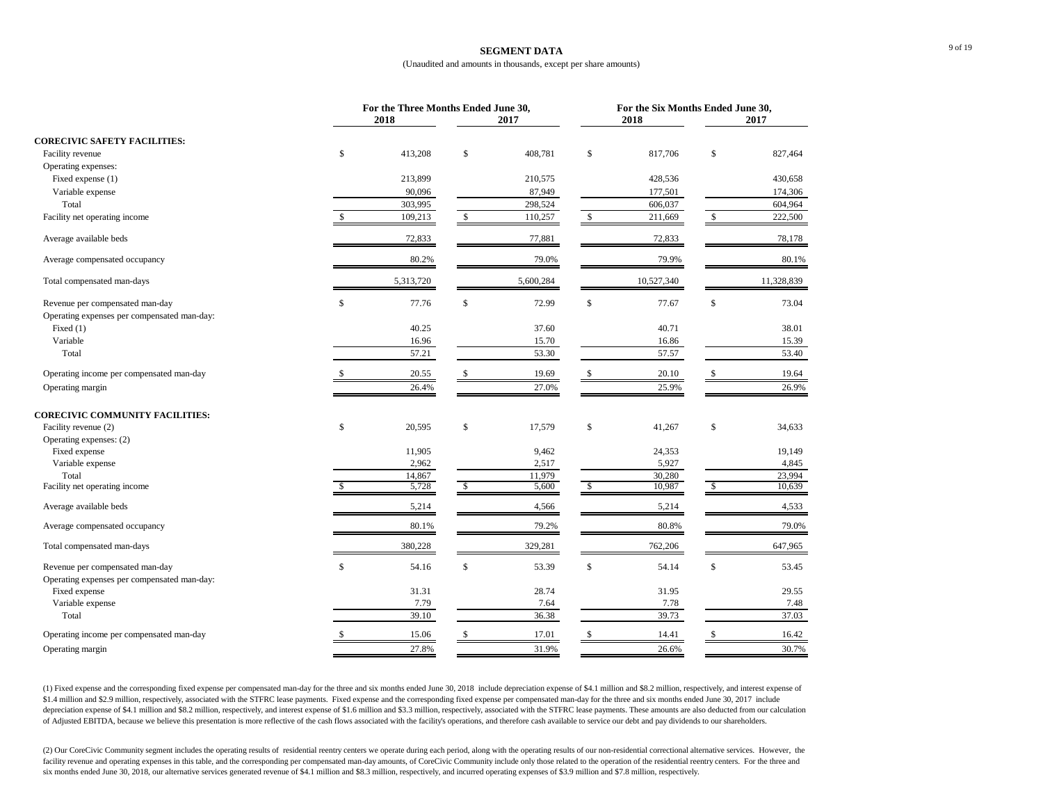# SEGMENT DATA

(Unaudited and amounts in thousands, except per share amounts)

| | For the Three Months Ended June 30, | | For the Six Months Ended June 30, | |
|---|---|---|---|---|
| | 2018 | 2017 | 2018 | 2017 |
| **CORECIVIC SAFETY FACILITIES:** | | | | |
| Facility revenue | $ 413,208 | $ 408,781 | $ 817,706 | $ 827,464 |
| Operating expenses: | | | | |
| Fixed expense (1) | 213,899 | 210,575 | 428,536 | 430,658 |
| Variable expense | 90,096 | 87,949 | 177,501 | 174,306 |
| Total | 303,995 | 298,524 | 606,037 | 604,964 |
| Facility net operating income | $ 109,213 | $ 110,257 | $ 211,669 | $ 222,500 |
| Average available beds | 72,833 | 77,881 | 72,833 | 78,178 |
| Average compensated occupancy | 80.2% | 79.0% | 79.9% | 80.1% |
| Total compensated man-days | 5,313,720 | 5,600,284 | 10,527,340 | 11,328,839 |
| Revenue per compensated man-day | $ 77.76 | $ 72.99 | $ 77.67 | $ 73.04 |
| Operating expenses per compensated man-day: | | | | |
| Fixed (1) | 40.25 | 37.60 | 40.71 | 38.01 |
| Variable | 16.96 | 15.70 | 16.86 | 15.39 |
| Total | 57.21 | 53.30 | 57.57 | 53.40 |
| Operating income per compensated man-day | $ 20.55 | $ 19.69 | $ 20.10 | $ 19.64 |
| Operating margin | 26.4% | 27.0% | 25.9% | 26.9% |
| **CORECIVIC COMMUNITY FACILITIES:** | | | | |
| Facility revenue (2) | $ 20,595 | $ 17,579 | $ 41,267 | $ 34,633 |
| Operating expenses: (2) | | | | |
| Fixed expense | 11,905 | 9,462 | 24,353 | 19,149 |
| Variable expense | 2,962 | 2,517 | 5,927 | 4,845 |
| Total | 14,867 | 11,979 | 30,280 | 23,994 |
| Facility net operating income | $ 5,728 | $ 5,600 | $ 10,987 | $ 10,639 |
| Average available beds | 5,214 | 4,566 | 5,214 | 4,533 |
| Average compensated occupancy | 80.1% | 79.2% | 80.8% | 79.0% |
| Total compensated man-days | 380,228 | 329,281 | 762,206 | 647,965 |
| Revenue per compensated man-day | $ 54.16 | $ 53.39 | $ 54.14 | $ 53.45 |
| Operating expenses per compensated man-day: | | | | |
| Fixed expense | 31.31 | 28.74 | 31.95 | 29.55 |
| Variable expense | 7.79 | 7.64 | 7.78 | 7.48 |
| Total | 39.10 | 36.38 | 39.73 | 37.03 |
| Operating income per compensated man-day | $ 15.06 | $ 17.01 | $ 14.41 | $ 16.42 |
| Operating margin | 27.8% | 31.9% | 26.6% | 30.7% |

(1) Fixed expense and the corresponding fixed expense per compensated man-day for the three and six months ended June 30, 2018 include depreciation expense of $4.1 million and $8.2 million, respectively, and interest expense of $1.4 million and $2.9 million, respectively, associated with the STFRC lease payments. Fixed expense and the corresponding fixed expense per compensated man-day for the three and six months ended June 30, 2017 include depreciation expense of $4.1 million and $8.2 million, respectively, and interest expense of $1.6 million and $3.3 million, respectively, associated with the STFRC lease payments. These amounts are also deducted from our calculation of Adjusted EBITDA, because we believe this presentation is more reflective of the cash flows associated with the facility's operations, and therefore cash available to service our debt and pay dividends to our shareholders.

(2) Our CoreCivic Community segment includes the operating results of residential reentry centers we operate during each period, along with the operating results of our non-residential correctional alternative services. However, the facility revenue and operating expenses in this table, and the corresponding per compensated man-day amounts, of CoreCivic Community include only those related to the operation of the residential reentry centers. For the three and six months ended June 30, 2018, our alternative services generated revenue of $4.1 million and $8.3 million, respectively, and incurred operating expenses of $3.9 million and $7.8 million, respectively.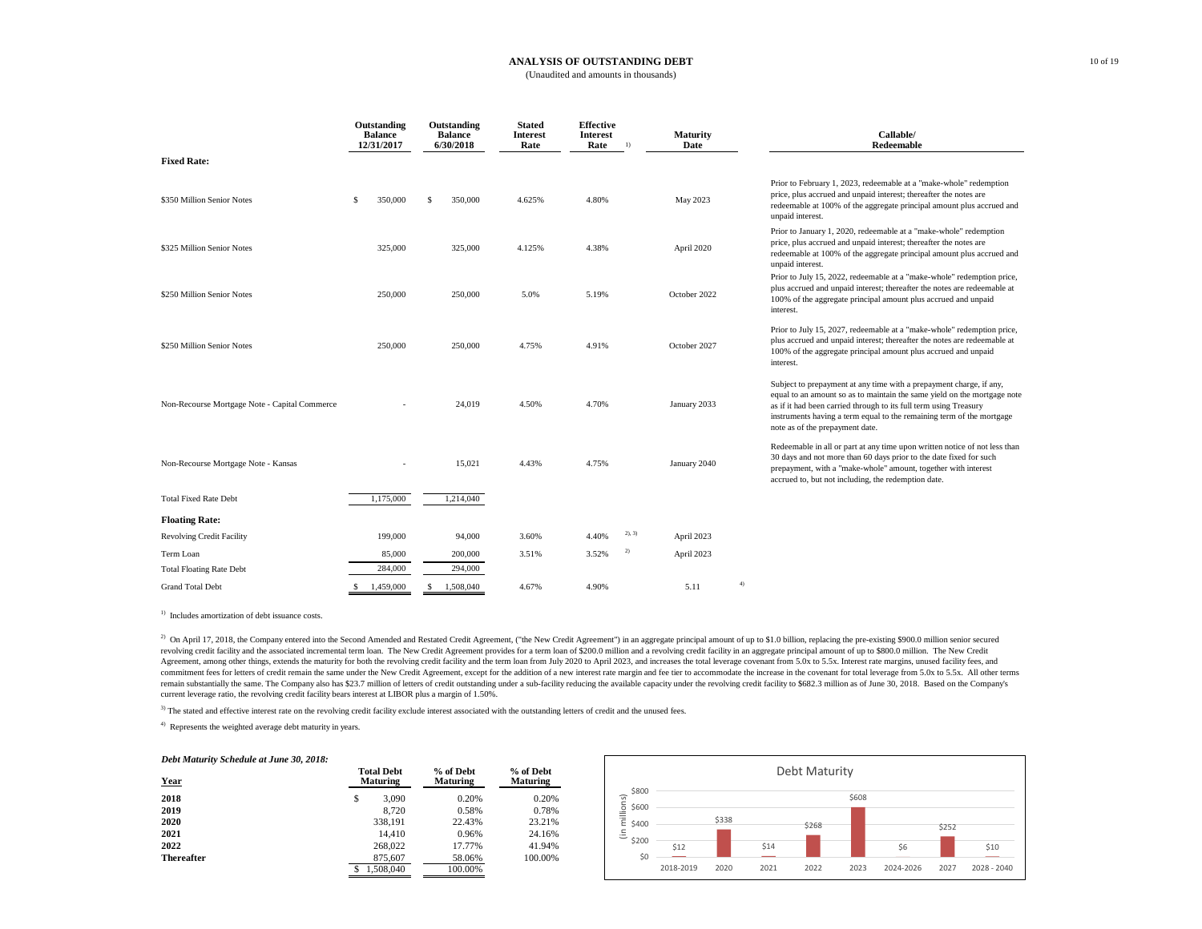# ANALYSIS OF OUTSTANDING DEBT

(Unaudited and amounts in thousands)

| | Outstanding Balance 12/31/2017 | Outstanding Balance 6/30/2018 | Stated Interest Rate | Effective Interest Rate [1] | Maturity Date | Callable/ Redeemable |
|---|---|---|---|---|---|---|
| **Fixed Rate:** | | | | | | |
| $350 Million Senior Notes | $ 350,000 | $ 350,000 | 4.625% | 4.80% | May 2023 | Prior to February 1, 2023, redeemable at a "make-whole" redemption price, plus accrued and unpaid interest; thereafter the notes are redeemable at 100% of the aggregate principal amount plus accrued and unpaid interest. |
| $325 Million Senior Notes | 325,000 | 325,000 | 4.125% | 4.38% | April 2020 | Prior to January 1, 2020, redeemable at a "make-whole" redemption price, plus accrued and unpaid interest; thereafter the notes are redeemable at 100% of the aggregate principal amount plus accrued and unpaid interest. |
| $250 Million Senior Notes | 250,000 | 250,000 | 5.0% | 5.19% | October 2022 | Prior to July 15, 2022, redeemable at a "make-whole" redemption price, plus accrued and unpaid interest; thereafter the notes are redeemable at 100% of the aggregate principal amount plus accrued and unpaid interest. |
| $250 Million Senior Notes | 250,000 | 250,000 | 4.75% | 4.91% | October 2027 | Prior to July 15, 2027, redeemable at a "make-whole" redemption price, plus accrued and unpaid interest; thereafter the notes are redeemable at 100% of the aggregate principal amount plus accrued and unpaid interest. |
| Non-Recourse Mortgage Note - Capital Commerce | - | 24,019 | 4.50% | 4.70% | January 2033 | Subject to prepayment at any time with a prepayment charge, if any, equal to an amount so as to maintain the same yield on the mortgage note as if it had been carried through to its full term using Treasury instruments having a term equal to the remaining term of the mortgage note as of the prepayment date. |
| Non-Recourse Mortgage Note - Kansas | - | 15,021 | 4.43% | 4.75% | January 2040 | Redeemable in all or part at any time upon written notice of not less than 30 days and not more than 60 days prior to the date fixed for such prepayment, with a "make-whole" amount, together with interest accrued to, but not including, the redemption date. |
| Total Fixed Rate Debt | 1,175,000 | 1,214,040 | | | | |
| **Floating Rate:** | | | | | | |
| Revolving Credit Facility | 199,000 | 94,000 | 3.60% | 4.40% [2), 3)] | April 2023 | |
| Term Loan | 85,000 | 200,000 | 3.51% | 3.52% [2)] | April 2023 | |
| Total Floating Rate Debt | 284,000 | 294,000 | | | | |
| Grand Total Debt | $ 1,459,000 | $ 1,508,040 | 4.67% | 4.90% | 5.11 [4)] | |

[1)] Includes amortization of debt issuance costs.

[2)] On April 17, 2018, the Company entered into the Second Amended and Restated Credit Agreement, ("the New Credit Agreement") in an aggregate principal amount of up to $1.0 billion, replacing the pre-existing $900.0 million senior secured revolving credit facility and the associated incremental term loan. The New Credit Agreement provides for a term loan of $200.0 million and a revolving credit facility in an aggregate principal amount of up to $800.0 million. The New Credit Agreement, among other things, extends the maturity for both the revolving credit facility and the term loan from July 2020 to April 2023, and increases the total leverage covenant from 5.0x to 5.5x. Interest rate margins, unused facility fees, and commitment fees for letters of credit remain the same under the New Credit Agreement, except for the addition of a new interest rate margin and fee tier to accommodate the increase in the covenant for total leverage from 5.0x to 5.5x. All other terms remain substantially the same. The Company also has $23.7 million of letters of credit outstanding under a sub-facility reducing the available capacity under the revolving credit facility to $682.3 million as of June 30, 2018. Based on the Company's current leverage ratio, the revolving credit facility bears interest at LIBOR plus a margin of 1.50%.

[3)] The stated and effective interest rate on the revolving credit facility exclude interest associated with the outstanding letters of credit and the unused fees.

[4)] Represents the weighted average debt maturity in years.

***Debt Maturity Schedule at June 30, 2018:***

| Year | Total Debt Maturing | % of Debt Maturing | % of Debt Maturing |
|---|---|---|---|
| **2018** | $ 3,090 | 0.20% | 0.20% |
| **2019** | 8,720 | 0.58% | 0.78% |
| **2020** | 338,191 | 22.43% | 23.21% |
| **2021** | 14,410 | 0.96% | 24.16% |
| **2022** | 268,022 | 17.77% | 41.94% |
| **Thereafter** | 875,607 | 58.06% | 100.00% |
| | $ 1,508,040 | 100.00% | |

**Debt Maturity**

| (in millions) | 2018-2019 | 2020 | 2021 | 2022 | 2023 | 2024-2026 | 2027 | 2028 - 2040 |
|---|---|---|---|---|---|---|---|---|
| Debt Maturity | $12 | $338 | $14 | $268 | $608 | $6 | $252 | $10 |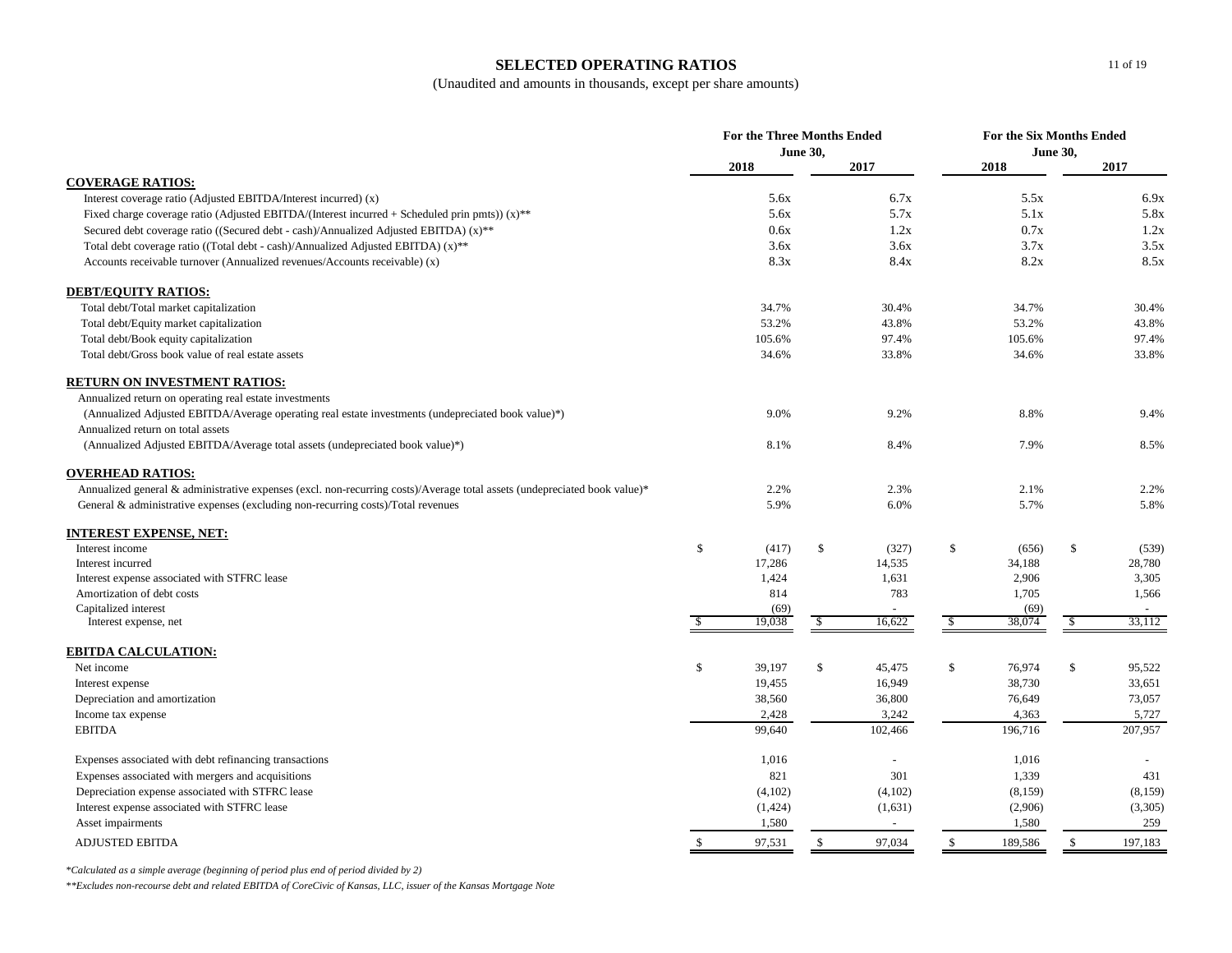# SELECTED OPERATING RATIOS

(Unaudited and amounts in thousands, except per share amounts)

| | For the Three Months Ended June 30, | | For the Six Months Ended June 30, | |
|---|---|---|---|---|
| | 2018 | 2017 | 2018 | 2017 |
| **COVERAGE RATIOS:** | | | | |
| Interest coverage ratio (Adjusted EBITDA/Interest incurred) (x) | 5.6x | 6.7x | 5.5x | 6.9x |
| Fixed charge coverage ratio (Adjusted EBITDA/(Interest incurred + Scheduled prin pmts)) (x)** | 5.6x | 5.7x | 5.1x | 5.8x |
| Secured debt coverage ratio ((Secured debt - cash)/Annualized Adjusted EBITDA) (x)** | 0.6x | 1.2x | 0.7x | 1.2x |
| Total debt coverage ratio ((Total debt - cash)/Annualized Adjusted EBITDA) (x)** | 3.6x | 3.6x | 3.7x | 3.5x |
| Accounts receivable turnover (Annualized revenues/Accounts receivable) (x) | 8.3x | 8.4x | 8.2x | 8.5x |
| **DEBT/EQUITY RATIOS:** | | | | |
| Total debt/Total market capitalization | 34.7% | 30.4% | 34.7% | 30.4% |
| Total debt/Equity market capitalization | 53.2% | 43.8% | 53.2% | 43.8% |
| Total debt/Book equity capitalization | 105.6% | 97.4% | 105.6% | 97.4% |
| Total debt/Gross book value of real estate assets | 34.6% | 33.8% | 34.6% | 33.8% |
| **RETURN ON INVESTMENT RATIOS:** | | | | |
| Annualized return on operating real estate investments | | | | |
| (Annualized Adjusted EBITDA/Average operating real estate investments (undepreciated book value)*) | 9.0% | 9.2% | 8.8% | 9.4% |
| Annualized return on total assets | | | | |
| (Annualized Adjusted EBITDA/Average total assets (undepreciated book value)*) | 8.1% | 8.4% | 7.9% | 8.5% |
| **OVERHEAD RATIOS:** | | | | |
| Annualized general & administrative expenses (excl. non-recurring costs)/Average total assets (undepreciated book value)* | 2.2% | 2.3% | 2.1% | 2.2% |
| General & administrative expenses (excluding non-recurring costs)/Total revenues | 5.9% | 6.0% | 5.7% | 5.8% |
| **INTEREST EXPENSE, NET:** | | | | |
| Interest income | $ (417) | $ (327) | $ (656) | $ (539) |
| Interest incurred | 17,286 | 14,535 | 34,188 | 28,780 |
| Interest expense associated with STFRC lease | 1,424 | 1,631 | 2,906 | 3,305 |
| Amortization of debt costs | 814 | 783 | 1,705 | 1,566 |
| Capitalized interest | (69) | - | (69) | - |
| Interest expense, net | $ 19,038 | $ 16,622 | $ 38,074 | $ 33,112 |
| **EBITDA CALCULATION:** | | | | |
| Net income | $ 39,197 | $ 45,475 | $ 76,974 | $ 95,522 |
| Interest expense | 19,455 | 16,949 | 38,730 | 33,651 |
| Depreciation and amortization | 38,560 | 36,800 | 76,649 | 73,057 |
| Income tax expense | 2,428 | 3,242 | 4,363 | 5,727 |
| EBITDA | 99,640 | 102,466 | 196,716 | 207,957 |
| Expenses associated with debt refinancing transactions | 1,016 | - | 1,016 | - |
| Expenses associated with mergers and acquisitions | 821 | 301 | 1,339 | 431 |
| Depreciation expense associated with STFRC lease | (4,102) | (4,102) | (8,159) | (8,159) |
| Interest expense associated with STFRC lease | (1,424) | (1,631) | (2,906) | (3,305) |
| Asset impairments | 1,580 | - | 1,580 | 259 |
| ADJUSTED EBITDA | $ 97,531 | $ 97,034 | $ 189,586 | $ 197,183 |

*\*Calculated as a simple average (beginning of period plus end of period divided by 2)*

*\*\*Excludes non-recourse debt and related EBITDA of CoreCivic of Kansas, LLC, issuer of the Kansas Mortgage Note*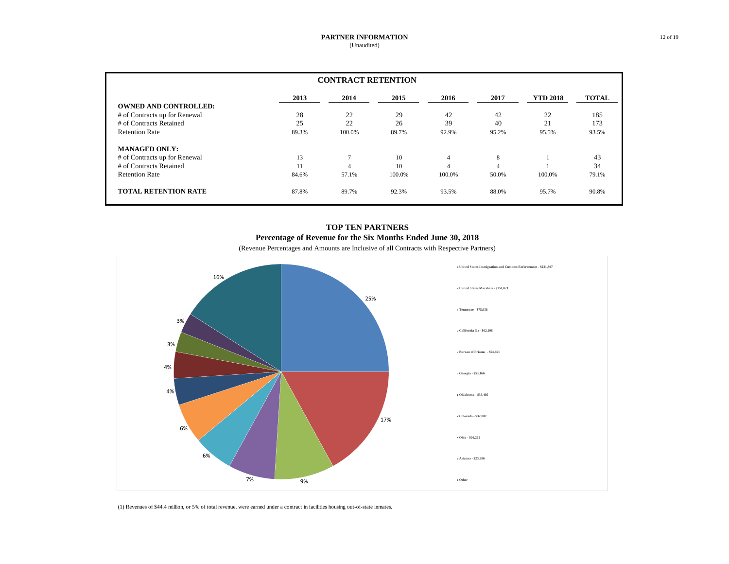# PARTNER INFORMATION
(Unaudited)

## CONTRACT RETENTION

| | 2013 | 2014 | 2015 | 2016 | 2017 | YTD 2018 | TOTAL |
|---|---|---|---|---|---|---|---|
| **OWNED AND CONTROLLED:** | | | | | | | |
| # of Contracts up for Renewal | 28 | 22 | 29 | 42 | 42 | 22 | 185 |
| # of Contracts Retained | 25 | 22 | 26 | 39 | 40 | 21 | 173 |
| Retention Rate | 89.3% | 100.0% | 89.7% | 92.9% | 95.2% | 95.5% | 93.5% |
| **MANAGED ONLY:** | | | | | | | |
| # of Contracts up for Renewal | 13 | 7 | 10 | 4 | 8 | 1 | 43 |
| # of Contracts Retained | 11 | 4 | 10 | 4 | 4 | 1 | 34 |
| Retention Rate | 84.6% | 57.1% | 100.0% | 100.0% | 50.0% | 100.0% | 79.1% |
| **TOTAL RETENTION RATE** | 87.8% | 89.7% | 92.3% | 93.5% | 88.0% | 95.7% | 90.8% |

## TOP TEN PARTNERS
### Percentage of Revenue for the Six Months Ended June 30, 2018
(Revenue Percentages and Amounts are Inclusive of all Contracts with Respective Partners)

| Partner | Percentage |
|---|---|
| United States Immigration and Customs Enforcement - $221,307 | 25% |
| United States Marshals - $151,021 | 17% |
| Tennessee - $75,958 | 9% |
| California (1) - $62,198 | 7% |
| Bureau of Prisons - $54,651 | 6% |
| Georgia - $53,166 | 6% |
| Oklahoma - $36,405 | 4% |
| Colorado - $32,082 | 4% |
| Ohio - $26,222 | 3% |
| Arizona - $23,286 | 3% |
| Other | 16% |

(1) Revenues of $44.4 million, or 5% of total revenue, were earned under a contract in facilities housing out-of-state inmates.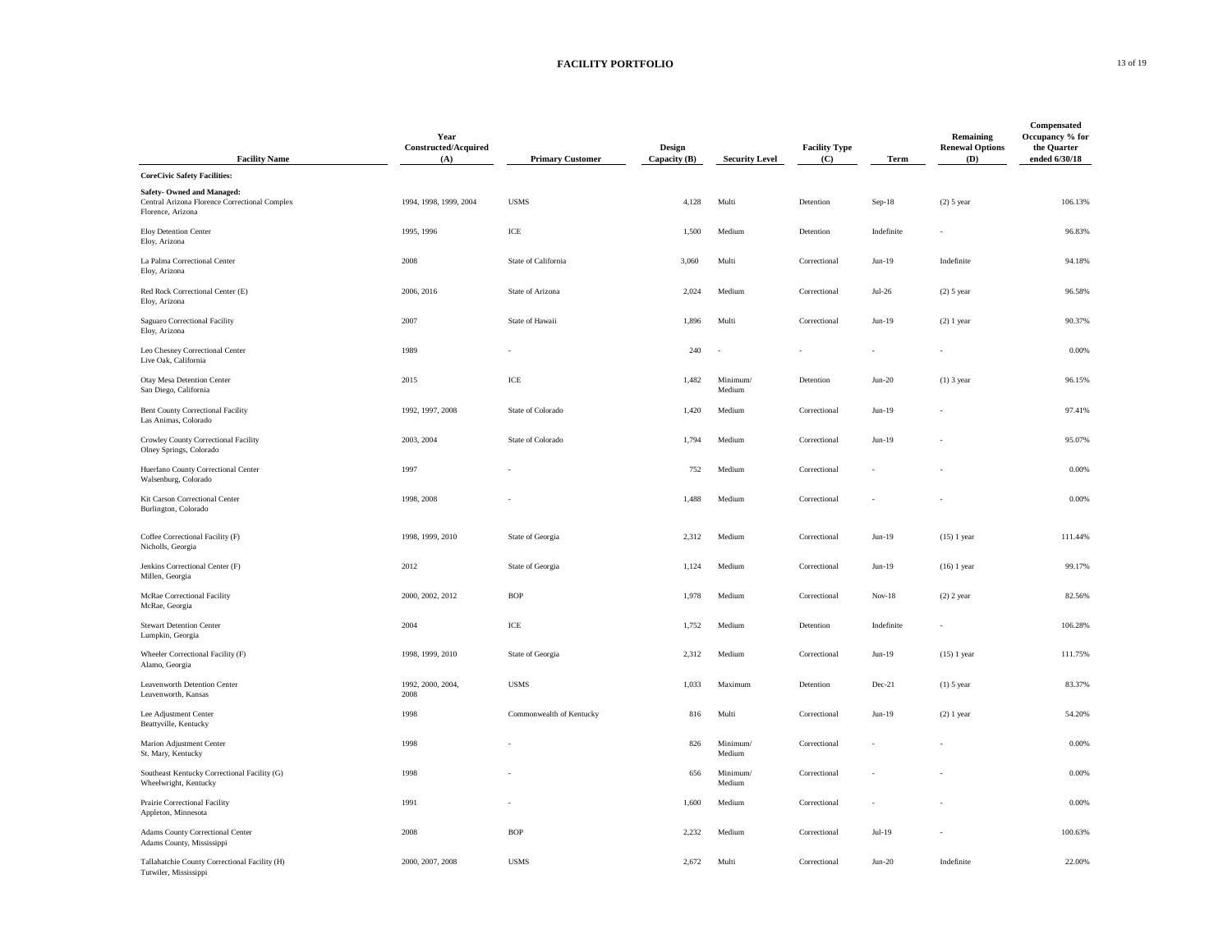# FACILITY PORTFOLIO

| Facility Name | Year Constructed/Acquired (A) | Primary Customer | Design Capacity (B) | Security Level | Facility Type (C) | Term | Remaining Renewal Options (D) | Compensated Occupancy % for the Quarter ended 6/30/18 |
|---|---|---|---|---|---|---|---|---|
| **CoreCivic Safety Facilities:** | | | | | | | | |
| **Safety- Owned and Managed:** | | | | | | | | |
| Central Arizona Florence Correctional Complex<br>Florence, Arizona | 1994, 1998, 1999, 2004 | USMS | 4,128 | Multi | Detention | Sep-18 | (2) 5 year | 106.13% |
| Eloy Detention Center<br>Eloy, Arizona | 1995, 1996 | ICE | 1,500 | Medium | Detention | Indefinite | - | 96.83% |
| La Palma Correctional Center<br>Eloy, Arizona | 2008 | State of California | 3,060 | Multi | Correctional | Jun-19 | Indefinite | 94.18% |
| Red Rock Correctional Center (E)<br>Eloy, Arizona | 2006, 2016 | State of Arizona | 2,024 | Medium | Correctional | Jul-26 | (2) 5 year | 96.58% |
| Saguaro Correctional Facility<br>Eloy, Arizona | 2007 | State of Hawaii | 1,896 | Multi | Correctional | Jun-19 | (2) 1 year | 90.37% |
| Leo Chesney Correctional Center<br>Live Oak, California | 1989 | - | 240 | - | - | - | - | 0.00% |
| Otay Mesa Detention Center<br>San Diego, California | 2015 | ICE | 1,482 | Minimum/ Medium | Detention | Jun-20 | (1) 3 year | 96.15% |
| Bent County Correctional Facility<br>Las Animas, Colorado | 1992, 1997, 2008 | State of Colorado | 1,420 | Medium | Correctional | Jun-19 | - | 97.41% |
| Crowley County Correctional Facility<br>Olney Springs, Colorado | 2003, 2004 | State of Colorado | 1,794 | Medium | Correctional | Jun-19 | - | 95.07% |
| Huerfano County Correctional Center<br>Walsenburg, Colorado | 1997 | - | 752 | Medium | Correctional | - | - | 0.00% |
| Kit Carson Correctional Center<br>Burlington, Colorado | 1998, 2008 | - | 1,488 | Medium | Correctional | - | - | 0.00% |
| Coffee Correctional Facility (F)<br>Nicholls, Georgia | 1998, 1999, 2010 | State of Georgia | 2,312 | Medium | Correctional | Jun-19 | (15) 1 year | 111.44% |
| Jenkins Correctional Center (F)<br>Millen, Georgia | 2012 | State of Georgia | 1,124 | Medium | Correctional | Jun-19 | (16) 1 year | 99.17% |
| McRae Correctional Facility<br>McRae, Georgia | 2000, 2002, 2012 | BOP | 1,978 | Medium | Correctional | Nov-18 | (2) 2 year | 82.56% |
| Stewart Detention Center<br>Lumpkin, Georgia | 2004 | ICE | 1,752 | Medium | Detention | Indefinite | - | 106.28% |
| Wheeler Correctional Facility (F)<br>Alamo, Georgia | 1998, 1999, 2010 | State of Georgia | 2,312 | Medium | Correctional | Jun-19 | (15) 1 year | 111.75% |
| Leavenworth Detention Center<br>Leavenworth, Kansas | 1992, 2000, 2004, 2008 | USMS | 1,033 | Maximum | Detention | Dec-21 | (1) 5 year | 83.37% |
| Lee Adjustment Center<br>Beattyville, Kentucky | 1998 | Commonwealth of Kentucky | 816 | Multi | Correctional | Jun-19 | (2) 1 year | 54.20% |
| Marion Adjustment Center<br>St. Mary, Kentucky | 1998 | - | 826 | Minimum/ Medium | Correctional | - | - | 0.00% |
| Southeast Kentucky Correctional Facility (G)<br>Wheelwright, Kentucky | 1998 | - | 656 | Minimum/ Medium | Correctional | - | - | 0.00% |
| Prairie Correctional Facility<br>Appleton, Minnesota | 1991 | - | 1,600 | Medium | Correctional | - | - | 0.00% |
| Adams County Correctional Center<br>Adams County, Mississippi | 2008 | BOP | 2,232 | Medium | Correctional | Jul-19 | - | 100.63% |
| Tallahatchie County Correctional Facility (H)<br>Tutwiler, Mississippi | 2000, 2007, 2008 | USMS | 2,672 | Multi | Correctional | Jun-20 | Indefinite | 22.00% |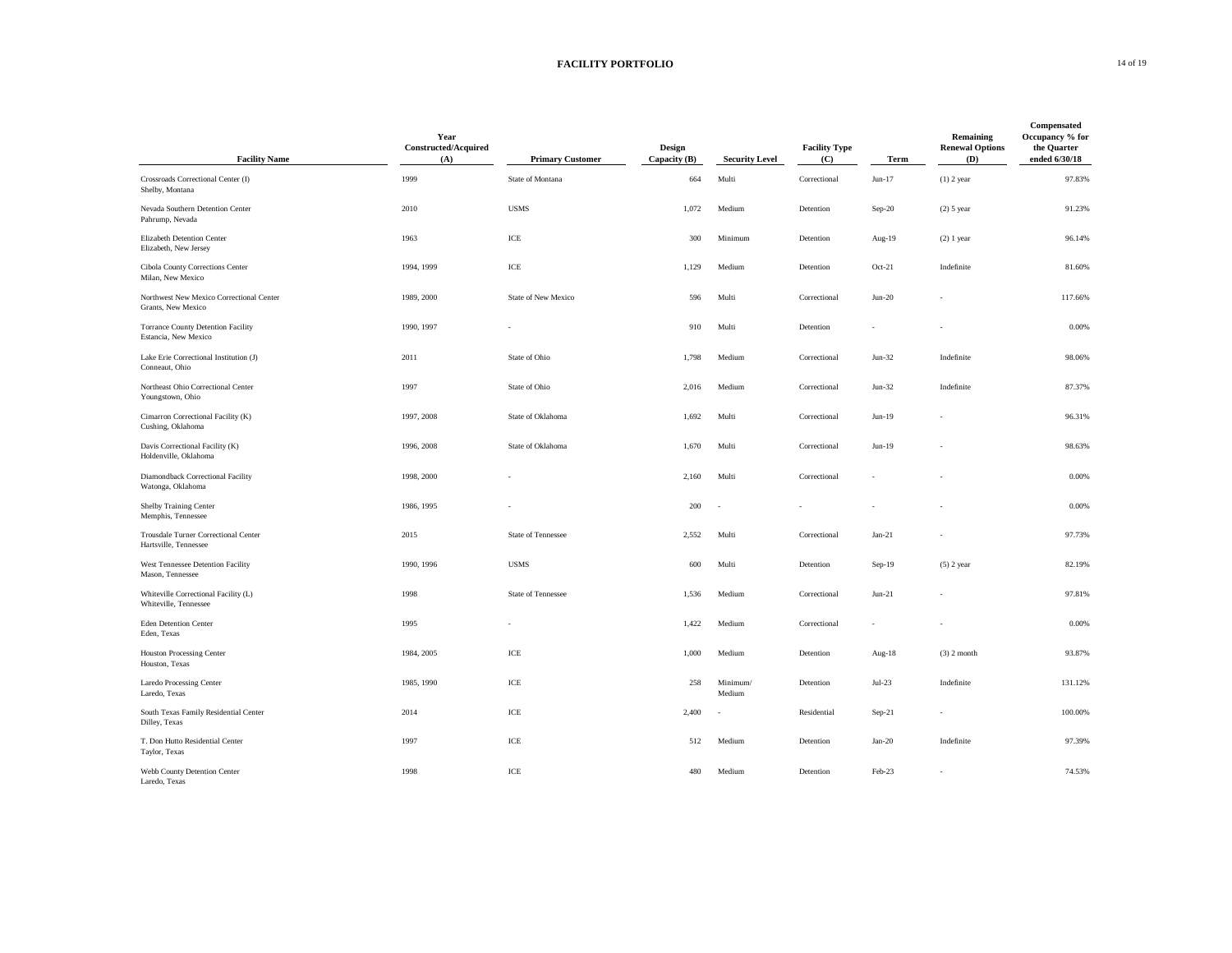# FACILITY PORTFOLIO

| Facility Name | Year Constructed/Acquired (A) | Primary Customer | Design Capacity (B) | Security Level | Facility Type (C) | Term | Remaining Renewal Options (D) | Compensated Occupancy % for the Quarter ended 6/30/18 |
|---|---|---|---|---|---|---|---|---|
| Crossroads Correctional Center (I)<br>Shelby, Montana | 1999 | State of Montana | 664 | Multi | Correctional | Jun-17 | (1) 2 year | 97.83% |
| Nevada Southern Detention Center<br>Pahrump, Nevada | 2010 | USMS | 1,072 | Medium | Detention | Sep-20 | (2) 5 year | 91.23% |
| Elizabeth Detention Center<br>Elizabeth, New Jersey | 1963 | ICE | 300 | Minimum | Detention | Aug-19 | (2) 1 year | 96.14% |
| Cibola County Corrections Center<br>Milan, New Mexico | 1994, 1999 | ICE | 1,129 | Medium | Detention | Oct-21 | Indefinite | 81.60% |
| Northwest New Mexico Correctional Center<br>Grants, New Mexico | 1989, 2000 | State of New Mexico | 596 | Multi | Correctional | Jun-20 | - | 117.66% |
| Torrance County Detention Facility<br>Estancia, New Mexico | 1990, 1997 | - | 910 | Multi | Detention | - | - | 0.00% |
| Lake Erie Correctional Institution (J)<br>Conneaut, Ohio | 2011 | State of Ohio | 1,798 | Medium | Correctional | Jun-32 | Indefinite | 98.06% |
| Northeast Ohio Correctional Center<br>Youngstown, Ohio | 1997 | State of Ohio | 2,016 | Medium | Correctional | Jun-32 | Indefinite | 87.37% |
| Cimarron Correctional Facility (K)<br>Cushing, Oklahoma | 1997, 2008 | State of Oklahoma | 1,692 | Multi | Correctional | Jun-19 | - | 96.31% |
| Davis Correctional Facility (K)<br>Holdenville, Oklahoma | 1996, 2008 | State of Oklahoma | 1,670 | Multi | Correctional | Jun-19 | - | 98.63% |
| Diamondback Correctional Facility<br>Watonga, Oklahoma | 1998, 2000 | - | 2,160 | Multi | Correctional | - | - | 0.00% |
| Shelby Training Center<br>Memphis, Tennessee | 1986, 1995 | - | 200 | - | - | - | - | 0.00% |
| Trousdale Turner Correctional Center<br>Hartsville, Tennessee | 2015 | State of Tennessee | 2,552 | Multi | Correctional | Jan-21 | - | 97.73% |
| West Tennessee Detention Facility<br>Mason, Tennessee | 1990, 1996 | USMS | 600 | Multi | Detention | Sep-19 | (5) 2 year | 82.19% |
| Whiteville Correctional Facility (L)<br>Whiteville, Tennessee | 1998 | State of Tennessee | 1,536 | Medium | Correctional | Jun-21 | - | 97.81% |
| Eden Detention Center<br>Eden, Texas | 1995 | - | 1,422 | Medium | Correctional | - | - | 0.00% |
| Houston Processing Center<br>Houston, Texas | 1984, 2005 | ICE | 1,000 | Medium | Detention | Aug-18 | (3) 2 month | 93.87% |
| Laredo Processing Center<br>Laredo, Texas | 1985, 1990 | ICE | 258 | Minimum/ Medium | Detention | Jul-23 | Indefinite | 131.12% |
| South Texas Family Residential Center<br>Dilley, Texas | 2014 | ICE | 2,400 | - | Residential | Sep-21 | - | 100.00% |
| T. Don Hutto Residential Center<br>Taylor, Texas | 1997 | ICE | 512 | Medium | Detention | Jan-20 | Indefinite | 97.39% |
| Webb County Detention Center<br>Laredo, Texas | 1998 | ICE | 480 | Medium | Detention | Feb-23 | - | 74.53% |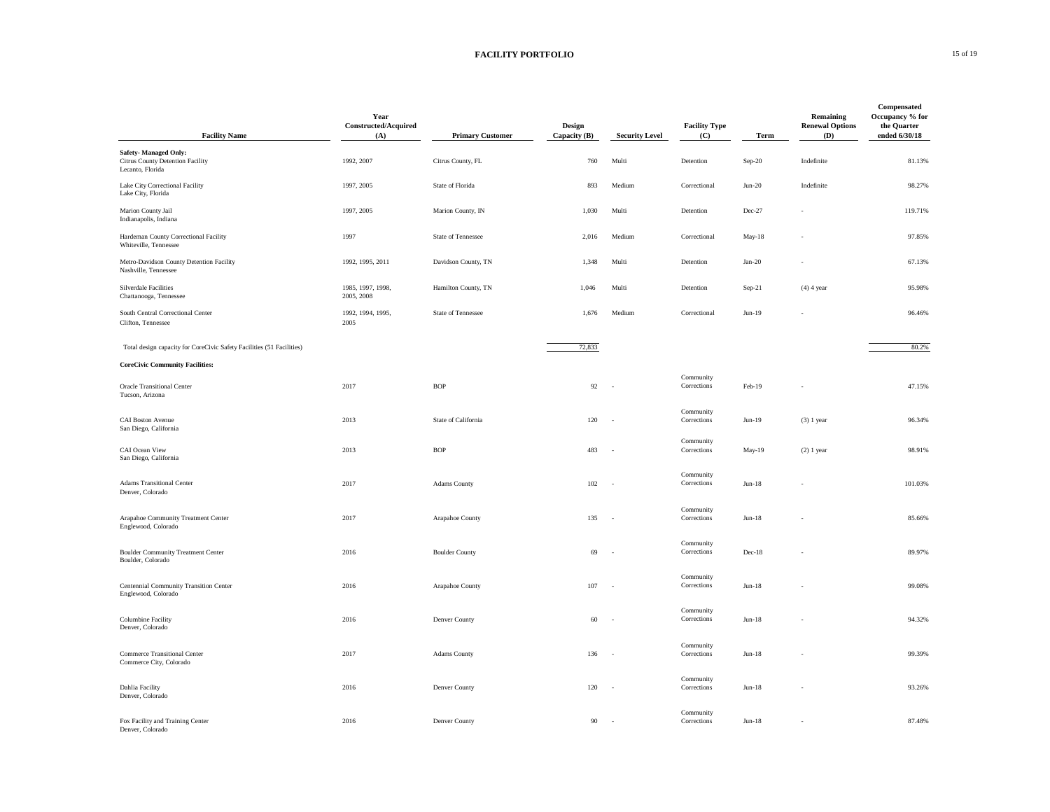# FACILITY PORTFOLIO

| Facility Name | Year Constructed/Acquired (A) | Primary Customer | Design Capacity (B) | Security Level | Facility Type (C) | Term | Remaining Renewal Options (D) | Compensated Occupancy % for the Quarter ended 6/30/18 |
|---|---|---|---|---|---|---|---|---|
| **Safety- Managed Only:** | | | | | | | | |
| Citrus County Detention Facility<br>Lecanto, Florida | 1992, 2007 | Citrus County, FL | 760 | Multi | Detention | Sep-20 | Indefinite | 81.13% |
| Lake City Correctional Facility<br>Lake City, Florida | 1997, 2005 | State of Florida | 893 | Medium | Correctional | Jun-20 | Indefinite | 98.27% |
| Marion County Jail<br>Indianapolis, Indiana | 1997, 2005 | Marion County, IN | 1,030 | Multi | Detention | Dec-27 | - | 119.71% |
| Hardeman County Correctional Facility<br>Whiteville, Tennessee | 1997 | State of Tennessee | 2,016 | Medium | Correctional | May-18 | - | 97.85% |
| Metro-Davidson County Detention Facility<br>Nashville, Tennessee | 1992, 1995, 2011 | Davidson County, TN | 1,348 | Multi | Detention | Jan-20 | - | 67.13% |
| Silverdale Facilities<br>Chattanooga, Tennessee | 1985, 1997, 1998, 2005, 2008 | Hamilton County, TN | 1,046 | Multi | Detention | Sep-21 | (4) 4 year | 95.98% |
| South Central Correctional Center<br>Clifton, Tennessee | 1992, 1994, 1995, 2005 | State of Tennessee | 1,676 | Medium | Correctional | Jun-19 | - | 96.46% |
| Total design capacity for CoreCivic Safety Facilities (51 Facilities) | | | 72,833 | | | | | 80.2% |
| **CoreCivic Community Facilities:** | | | | | | | | |
| Oracle Transitional Center<br>Tucson, Arizona | 2017 | BOP | 92 | - | Community Corrections | Feb-19 | - | 47.15% |
| CAI Boston Avenue<br>San Diego, California | 2013 | State of California | 120 | - | Community Corrections | Jun-19 | (3) 1 year | 96.34% |
| CAI Ocean View<br>San Diego, California | 2013 | BOP | 483 | - | Community Corrections | May-19 | (2) 1 year | 98.91% |
| Adams Transitional Center<br>Denver, Colorado | 2017 | Adams County | 102 | - | Community Corrections | Jun-18 | - | 101.03% |
| Arapahoe Community Treatment Center<br>Englewood, Colorado | 2017 | Arapahoe County | 135 | - | Community Corrections | Jun-18 | - | 85.66% |
| Boulder Community Treatment Center<br>Boulder, Colorado | 2016 | Boulder County | 69 | - | Community Corrections | Dec-18 | - | 89.97% |
| Centennial Community Transition Center<br>Englewood, Colorado | 2016 | Arapahoe County | 107 | - | Community Corrections | Jun-18 | - | 99.08% |
| Columbine Facility<br>Denver, Colorado | 2016 | Denver County | 60 | - | Community Corrections | Jun-18 | - | 94.32% |
| Commerce Transitional Center<br>Commerce City, Colorado | 2017 | Adams County | 136 | - | Community Corrections | Jun-18 | - | 99.39% |
| Dahlia Facility<br>Denver, Colorado | 2016 | Denver County | 120 | - | Community Corrections | Jun-18 | - | 93.26% |
| Fox Facility and Training Center<br>Denver, Colorado | 2016 | Denver County | 90 | - | Community Corrections | Jun-18 | - | 87.48% |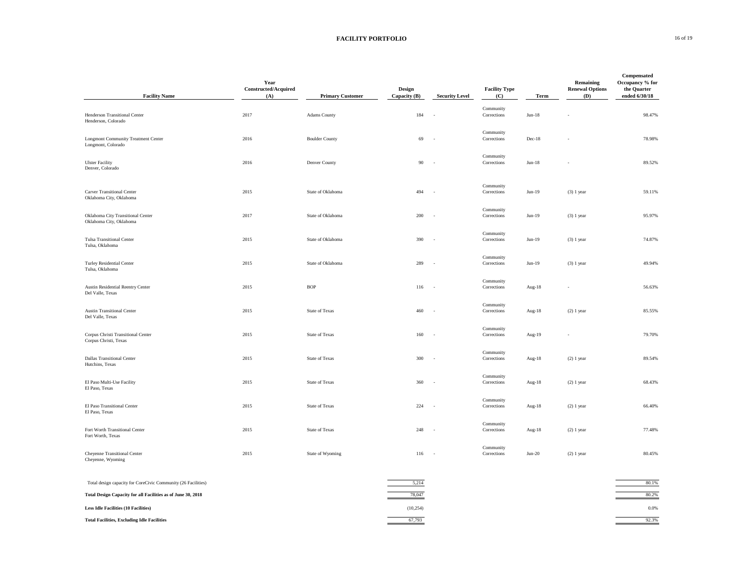# FACILITY PORTFOLIO

| Facility Name | Year Constructed/Acquired (A) | Primary Customer | Design Capacity (B) | Security Level | Facility Type (C) | Term | Remaining Renewal Options (D) | Compensated Occupancy % for the Quarter ended 6/30/18 |
|---|---|---|---|---|---|---|---|---|
| Henderson Transitional Center<br>Henderson, Colorado | 2017 | Adams County | 184 | - | Community Corrections | Jun-18 | - | 98.47% |
| Longmont Community Treatment Center<br>Longmont, Colorado | 2016 | Boulder County | 69 | - | Community Corrections | Dec-18 | - | 78.98% |
| Ulster Facility<br>Denver, Colorado | 2016 | Denver County | 90 | - | Community Corrections | Jun-18 | - | 89.52% |
| Carver Transitional Center<br>Oklahoma City, Oklahoma | 2015 | State of Oklahoma | 494 | - | Community Corrections | Jun-19 | (3) 1 year | 59.11% |
| Oklahoma City Transitional Center<br>Oklahoma City, Oklahoma | 2017 | State of Oklahoma | 200 | - | Community Corrections | Jun-19 | (3) 1 year | 95.97% |
| Tulsa Transitional Center<br>Tulsa, Oklahoma | 2015 | State of Oklahoma | 390 | - | Community Corrections | Jun-19 | (3) 1 year | 74.87% |
| Turley Residential Center<br>Tulsa, Oklahoma | 2015 | State of Oklahoma | 289 | - | Community Corrections | Jun-19 | (3) 1 year | 49.94% |
| Austin Residential Reentry Center<br>Del Valle, Texas | 2015 | BOP | 116 | - | Community Corrections | Aug-18 | - | 56.63% |
| Austin Transitional Center<br>Del Valle, Texas | 2015 | State of Texas | 460 | - | Community Corrections | Aug-18 | (2) 1 year | 85.55% |
| Corpus Christi Transitional Center<br>Corpus Christi, Texas | 2015 | State of Texas | 160 | - | Community Corrections | Aug-19 | - | 79.70% |
| Dallas Transitional Center<br>Hutchins, Texas | 2015 | State of Texas | 300 | - | Community Corrections | Aug-18 | (2) 1 year | 89.54% |
| El Paso Multi-Use Facility<br>El Paso, Texas | 2015 | State of Texas | 360 | - | Community Corrections | Aug-18 | (2) 1 year | 68.43% |
| El Paso Transitional Center<br>El Paso, Texas | 2015 | State of Texas | 224 | - | Community Corrections | Aug-18 | (2) 1 year | 66.40% |
| Fort Worth Transitional Center<br>Fort Worth, Texas | 2015 | State of Texas | 248 | - | Community Corrections | Aug-18 | (2) 1 year | 77.48% |
| Cheyenne Transitional Center<br>Cheyenne, Wyoming | 2015 | State of Wyoming | 116 | - | Community Corrections | Jun-20 | (2) 1 year | 80.45% |
| Total design capacity for CoreCivic Community (26 Facilities) | | | 5,214 | | | | | 80.1% |
| **Total Design Capacity for all Facilities as of June 30, 2018** | | | 78,047 | | | | | 80.2% |
| **Less Idle Facilities (10 Facilities)** | | | (10,254) | | | | | 0.0% |
| **Total Facilities, Excluding Idle Facilities** | | | 67,793 | | | | | 92.3% |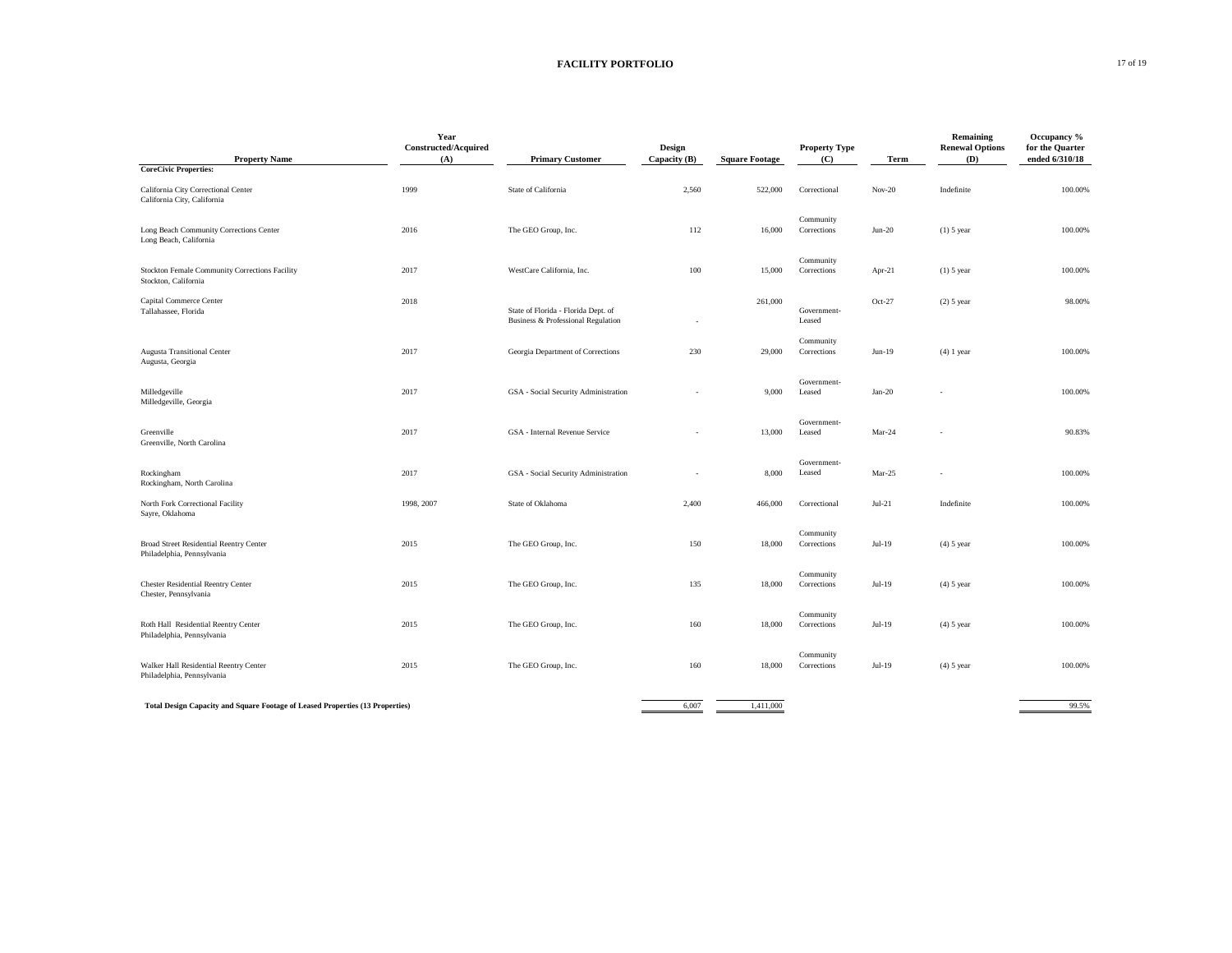# FACILITY PORTFOLIO

| Property Name | Year Constructed/Acquired (A) | Primary Customer | Design Capacity (B) | Square Footage | Property Type (C) | Term | Remaining Renewal Options (D) | Occupancy % for the Quarter ended 6/310/18 |
|---|---|---|---|---|---|---|---|---|
| **CoreCivic Properties:** | | | | | | | | |
| California City Correctional Center<br>California City, California | 1999 | State of California | 2,560 | 522,000 | Correctional | Nov-20 | Indefinite | 100.00% |
| Long Beach Community Corrections Center<br>Long Beach, California | 2016 | The GEO Group, Inc. | 112 | 16,000 | Community Corrections | Jun-20 | (1) 5 year | 100.00% |
| Stockton Female Community Corrections Facility<br>Stockton, California | 2017 | WestCare California, Inc. | 100 | 15,000 | Community Corrections | Apr-21 | (1) 5 year | 100.00% |
| Capital Commerce Center<br>Tallahassee, Florida | 2018 | State of Florida - Florida Dept. of Business & Professional Regulation | - | 261,000 | Government-Leased | Oct-27 | (2) 5 year | 98.00% |
| Augusta Transitional Center<br>Augusta, Georgia | 2017 | Georgia Department of Corrections | 230 | 29,000 | Community Corrections | Jun-19 | (4) 1 year | 100.00% |
| Milledgeville<br>Milledgeville, Georgia | 2017 | GSA - Social Security Administration | - | 9,000 | Government-Leased | Jan-20 | - | 100.00% |
| Greenville<br>Greenville, North Carolina | 2017 | GSA - Internal Revenue Service | - | 13,000 | Government-Leased | Mar-24 | - | 90.83% |
| Rockingham<br>Rockingham, North Carolina | 2017 | GSA - Social Security Administration | - | 8,000 | Government-Leased | Mar-25 | - | 100.00% |
| North Fork Correctional Facility<br>Sayre, Oklahoma | 1998, 2007 | State of Oklahoma | 2,400 | 466,000 | Correctional | Jul-21 | Indefinite | 100.00% |
| Broad Street Residential Reentry Center<br>Philadelphia, Pennsylvania | 2015 | The GEO Group, Inc. | 150 | 18,000 | Community Corrections | Jul-19 | (4) 5 year | 100.00% |
| Chester Residential Reentry Center<br>Chester, Pennsylvania | 2015 | The GEO Group, Inc. | 135 | 18,000 | Community Corrections | Jul-19 | (4) 5 year | 100.00% |
| Roth Hall Residential Reentry Center<br>Philadelphia, Pennsylvania | 2015 | The GEO Group, Inc. | 160 | 18,000 | Community Corrections | Jul-19 | (4) 5 year | 100.00% |
| Walker Hall Residential Reentry Center<br>Philadelphia, Pennsylvania | 2015 | The GEO Group, Inc. | 160 | 18,000 | Community Corrections | Jul-19 | (4) 5 year | 100.00% |
| **Total Design Capacity and Square Footage of Leased Properties (13 Properties)** | | | 6,007 | 1,411,000 | | | | 99.5% |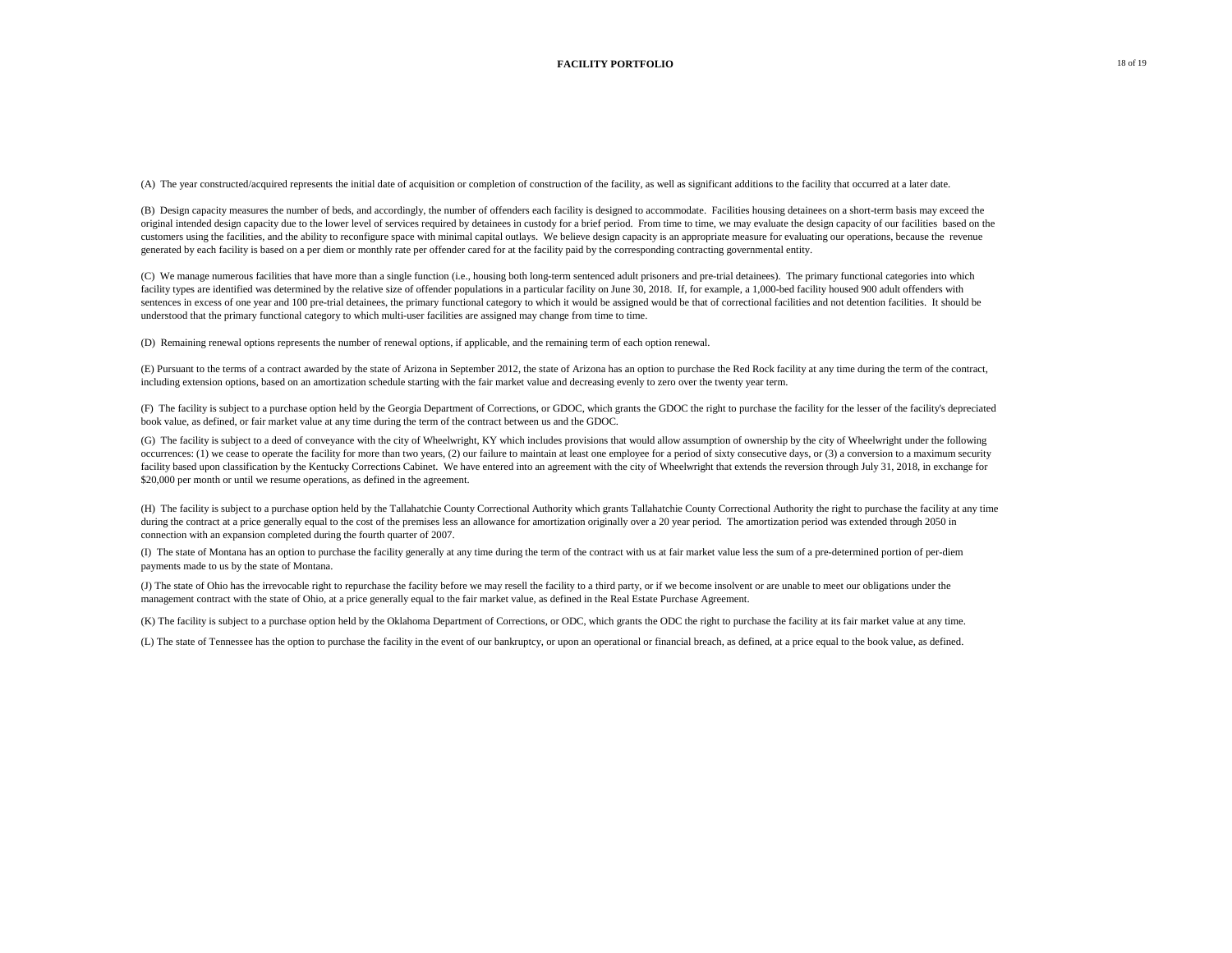# FACILITY PORTFOLIO

(A) The year constructed/acquired represents the initial date of acquisition or completion of construction of the facility, as well as significant additions to the facility that occurred at a later date.

(B) Design capacity measures the number of beds, and accordingly, the number of offenders each facility is designed to accommodate. Facilities housing detainees on a short-term basis may exceed the original intended design capacity due to the lower level of services required by detainees in custody for a brief period. From time to time, we may evaluate the design capacity of our facilities based on the customers using the facilities, and the ability to reconfigure space with minimal capital outlays. We believe design capacity is an appropriate measure for evaluating our operations, because the revenue generated by each facility is based on a per diem or monthly rate per offender cared for at the facility paid by the corresponding contracting governmental entity.

(C) We manage numerous facilities that have more than a single function (i.e., housing both long-term sentenced adult prisoners and pre-trial detainees). The primary functional categories into which facility types are identified was determined by the relative size of offender populations in a particular facility on June 30, 2018. If, for example, a 1,000-bed facility housed 900 adult offenders with sentences in excess of one year and 100 pre-trial detainees, the primary functional category to which it would be assigned would be that of correctional facilities and not detention facilities. It should be understood that the primary functional category to which multi-user facilities are assigned may change from time to time.

(D) Remaining renewal options represents the number of renewal options, if applicable, and the remaining term of each option renewal.

(E) Pursuant to the terms of a contract awarded by the state of Arizona in September 2012, the state of Arizona has an option to purchase the Red Rock facility at any time during the term of the contract, including extension options, based on an amortization schedule starting with the fair market value and decreasing evenly to zero over the twenty year term.

(F) The facility is subject to a purchase option held by the Georgia Department of Corrections, or GDOC, which grants the GDOC the right to purchase the facility for the lesser of the facility's depreciated book value, as defined, or fair market value at any time during the term of the contract between us and the GDOC.

(G) The facility is subject to a deed of conveyance with the city of Wheelwright, KY which includes provisions that would allow assumption of ownership by the city of Wheelwright under the following occurrences: (1) we cease to operate the facility for more than two years, (2) our failure to maintain at least one employee for a period of sixty consecutive days, or (3) a conversion to a maximum security facility based upon classification by the Kentucky Corrections Cabinet. We have entered into an agreement with the city of Wheelwright that extends the reversion through July 31, 2018, in exchange for $20,000 per month or until we resume operations, as defined in the agreement.

(H) The facility is subject to a purchase option held by the Tallahatchie County Correctional Authority which grants Tallahatchie County Correctional Authority the right to purchase the facility at any time during the contract at a price generally equal to the cost of the premises less an allowance for amortization originally over a 20 year period. The amortization period was extended through 2050 in connection with an expansion completed during the fourth quarter of 2007.

(I) The state of Montana has an option to purchase the facility generally at any time during the term of the contract with us at fair market value less the sum of a pre-determined portion of per-diem payments made to us by the state of Montana.

(J) The state of Ohio has the irrevocable right to repurchase the facility before we may resell the facility to a third party, or if we become insolvent or are unable to meet our obligations under the management contract with the state of Ohio, at a price generally equal to the fair market value, as defined in the Real Estate Purchase Agreement.

(K) The facility is subject to a purchase option held by the Oklahoma Department of Corrections, or ODC, which grants the ODC the right to purchase the facility at its fair market value at any time.

(L) The state of Tennessee has the option to purchase the facility in the event of our bankruptcy, or upon an operational or financial breach, as defined, at a price equal to the book value, as defined.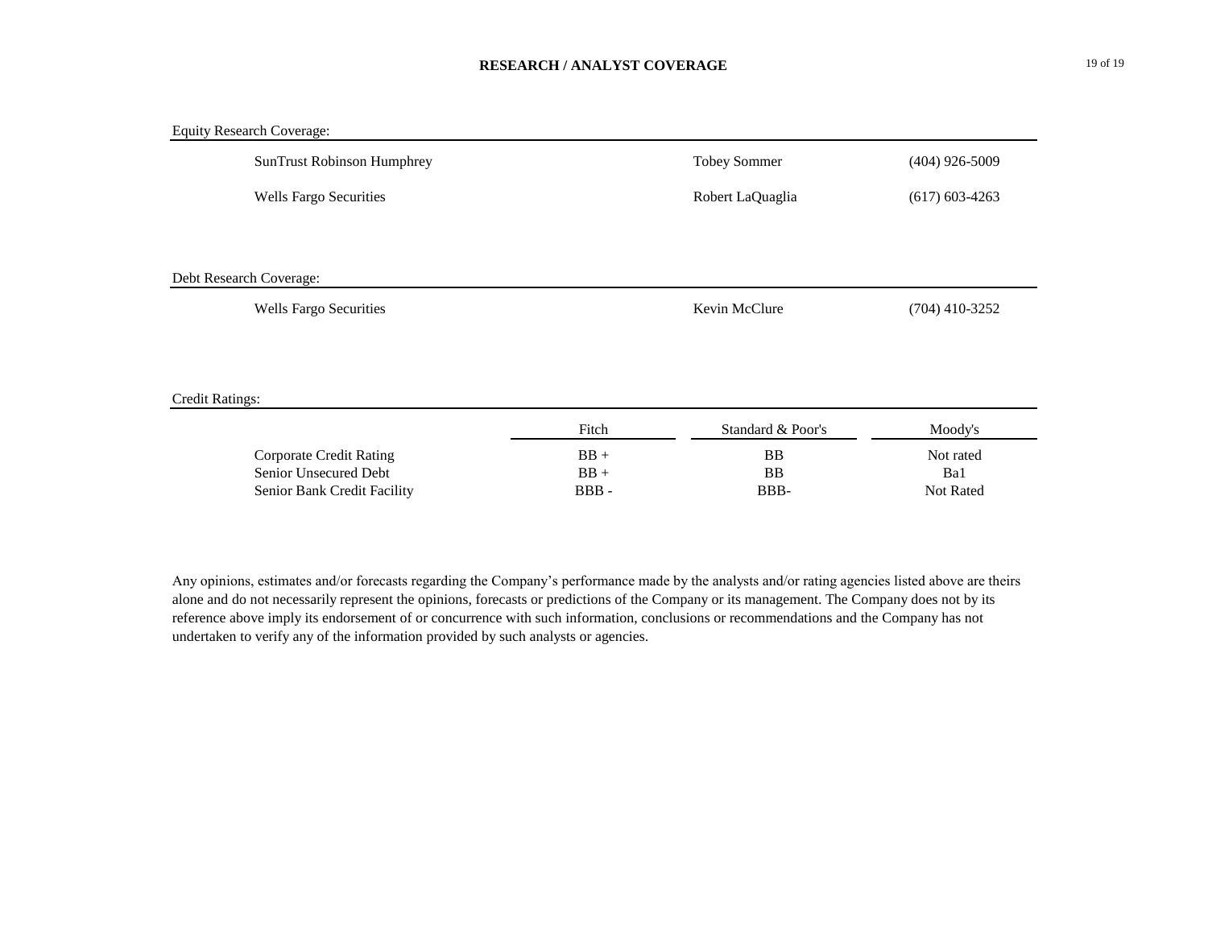# RESEARCH / ANALYST COVERAGE

Equity Research Coverage:

| | | |
|---|---|---|
| SunTrust Robinson Humphrey | Tobey Sommer | (404) 926-5009 |
| Wells Fargo Securities | Robert LaQuaglia | (617) 603-4263 |

Debt Research Coverage:

| | | |
|---|---|---|
| Wells Fargo Securities | Kevin McClure | (704) 410-3252 |

Credit Ratings:

| | Fitch | Standard & Poor's | Moody's |
|---|---|---|---|
| Corporate Credit Rating | BB + | BB | Not rated |
| Senior Unsecured Debt | BB + | BB | Ba1 |
| Senior Bank Credit Facility | BBB - | BBB- | Not Rated |

Any opinions, estimates and/or forecasts regarding the Company's performance made by the analysts and/or rating agencies listed above are theirs alone and do not necessarily represent the opinions, forecasts or predictions of the Company or its management. The Company does not by its reference above imply its endorsement of or concurrence with such information, conclusions or recommendations and the Company has not undertaken to verify any of the information provided by such analysts or agencies.